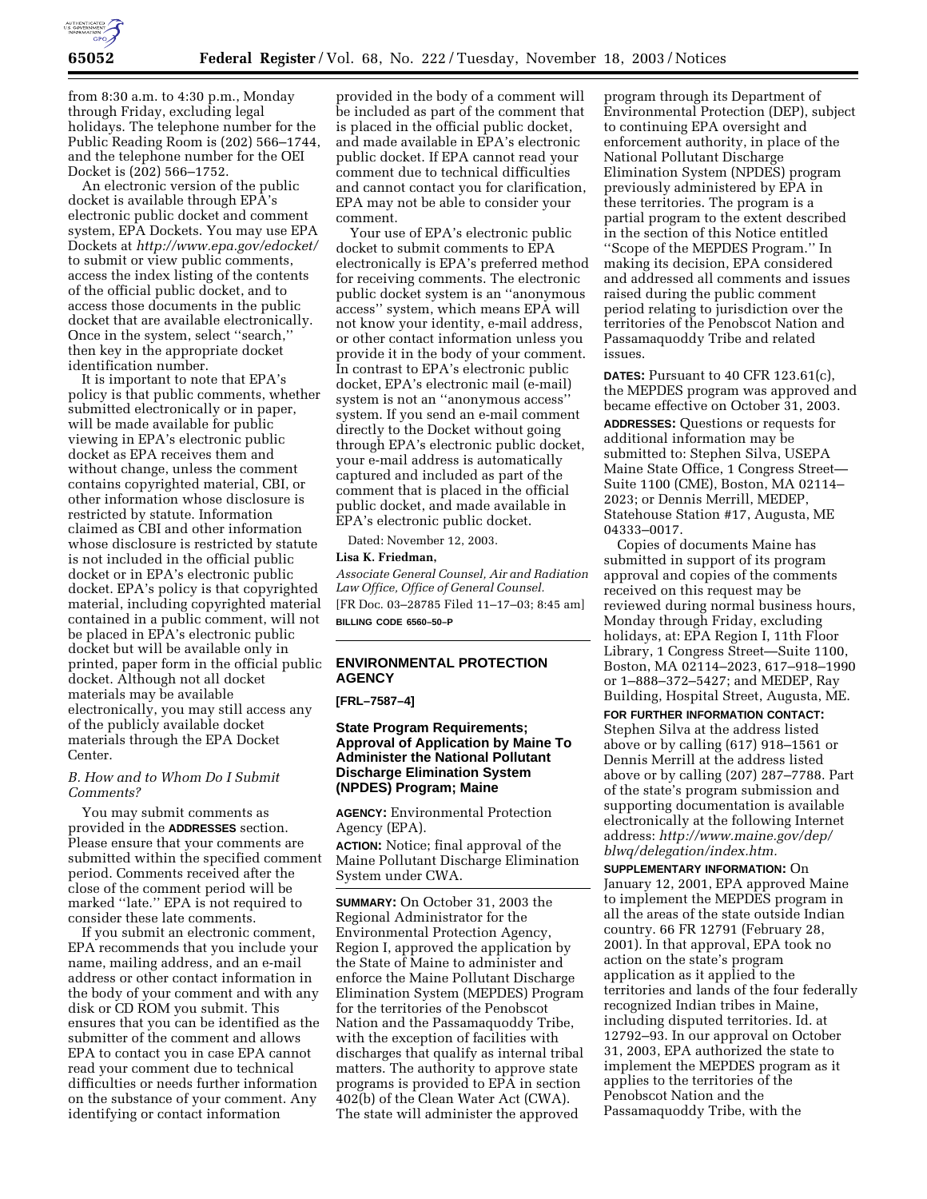from 8:30 a.m. to 4:30 p.m., Monday through Friday, excluding legal holidays. The telephone number for the Public Reading Room is (202) 566–1744, and the telephone number for the OEI Docket is (202) 566–1752.

An electronic version of the public docket is available through EPA's electronic public docket and comment system, EPA Dockets. You may use EPA Dockets at *http://www.epa.gov/edocket/* to submit or view public comments, access the index listing of the contents of the official public docket, and to access those documents in the public docket that are available electronically. Once in the system, select ''search,'' then key in the appropriate docket identification number.

It is important to note that EPA's policy is that public comments, whether submitted electronically or in paper, will be made available for public viewing in EPA's electronic public docket as EPA receives them and without change, unless the comment contains copyrighted material, CBI, or other information whose disclosure is restricted by statute. Information claimed as CBI and other information whose disclosure is restricted by statute is not included in the official public docket or in EPA's electronic public docket. EPA's policy is that copyrighted material, including copyrighted material contained in a public comment, will not be placed in EPA's electronic public docket but will be available only in printed, paper form in the official public docket. Although not all docket materials may be available electronically, you may still access any of the publicly available docket materials through the EPA Docket Center.

### *B. How and to Whom Do I Submit Comments?*

You may submit comments as provided in the **ADDRESSES** section. Please ensure that your comments are submitted within the specified comment period. Comments received after the close of the comment period will be marked ''late.'' EPA is not required to consider these late comments.

If you submit an electronic comment, EPA recommends that you include your name, mailing address, and an e-mail address or other contact information in the body of your comment and with any disk or CD ROM you submit. This ensures that you can be identified as the submitter of the comment and allows EPA to contact you in case EPA cannot read your comment due to technical difficulties or needs further information on the substance of your comment. Any identifying or contact information provided in the body of a comment will be included as part of the comment that is placed in the official public docket, and made available in EPA's electronic public docket. If EPA cannot read your comment due to technical difficulties and cannot contact you for clarification, EPA may not be able to consider your comment.

Your use of EPA's electronic public docket to submit comments to EPA electronically is EPA's preferred method for receiving comments. The electronic public docket system is an ''anonymous access'' system, which means EPA will not know your identity, e-mail address, or other contact information unless you provide it in the body of your comment. In contrast to EPA's electronic public docket, EPA's electronic mail (e-mail) system is not an ''anonymous access'' system. If you send an e-mail comment directly to the Docket without going through EPA's electronic public docket, your e-mail address is automatically captured and included as part of the comment that is placed in the official public docket, and made available in EPA's electronic public docket.

Dated: November 12, 2003.

**Lisa K. Friedman,**

*Associate General Counsel, Air and Radiation Law Office, Office of General Counsel.*

[FR Doc. 03–28785 Filed 11–17–03; 8:45 am]

**BILLING CODE 6560–50–P**

## ENVIRONMENTAL PROTECTION AGENCY

**[FRL–7587–4]**

## State Program Requirements; Approval of Application by Maine To Administer the National Pollutant Discharge Elimination System (NPDES) Program; Maine

**AGENCY:** Environmental Protection Agency (EPA).

**ACTION:** Notice; final approval of the Maine Pollutant Discharge Elimination System under CWA.

**SUMMARY:** On October 31, 2003 the Regional Administrator for the Environmental Protection Agency, Region I, approved the application by the State of Maine to administer and enforce the Maine Pollutant Discharge Elimination System (MEPDES) Program for the territories of the Penobscot Nation and the Passamaquoddy Tribe, with the exception of facilities with discharges that qualify as internal tribal matters. The authority to approve state programs is provided to EPA in section 402(b) of the Clean Water Act (CWA). The state will administer the approved program through its Department of Environmental Protection (DEP), subject to continuing EPA oversight and enforcement authority, in place of the National Pollutant Discharge Elimination System (NPDES) program previously administered by EPA in these territories. The program is a partial program to the extent described in the section of this Notice entitled ''Scope of the MEPDES Program.'' In making its decision, EPA considered and addressed all comments and issues raised during the public comment period relating to jurisdiction over the territories of the Penobscot Nation and Passamaquoddy Tribe and related issues.

**DATES:** Pursuant to 40 CFR 123.61(c), the MEPDES program was approved and became effective on October 31, 2003.

**ADDRESSES:** Questions or requests for additional information may be submitted to: Stephen Silva, USEPA Maine State Office, 1 Congress Street—Suite 1100 (CME), Boston, MA 02114–2023; or Dennis Merrill, MEDEP, Statehouse Station #17, Augusta, ME 04333–0017.

Copies of documents Maine has submitted in support of its program approval and copies of the comments received on this request may be reviewed during normal business hours, Monday through Friday, excluding holidays, at: EPA Region I, 11th Floor Library, 1 Congress Street—Suite 1100, Boston, MA 02114–2023, 617–918–1990 or 1–888–372–5427; and MEDEP, Ray Building, Hospital Street, Augusta, ME.

**FOR FURTHER INFORMATION CONTACT:** Stephen Silva at the address listed above or by calling (617) 918–1561 or Dennis Merrill at the address listed above or by calling (207) 287–7788. Part of the state's program submission and supporting documentation is available electronically at the following Internet address: *http://www.maine.gov/dep/blwq/delegation/index.htm.*

**SUPPLEMENTARY INFORMATION:** On January 12, 2001, EPA approved Maine to implement the MEPDES program in all the areas of the state outside Indian country. 66 FR 12791 (February 28, 2001). In that approval, EPA took no action on the state's program application as it applied to the territories and lands of the four federally recognized Indian tribes in Maine, including disputed territories. Id. at 12792–93. In our approval on October 31, 2003, EPA authorized the state to implement the MEPDES program as it applies to the territories of the Penobscot Nation and the Passamaquoddy Tribe, with the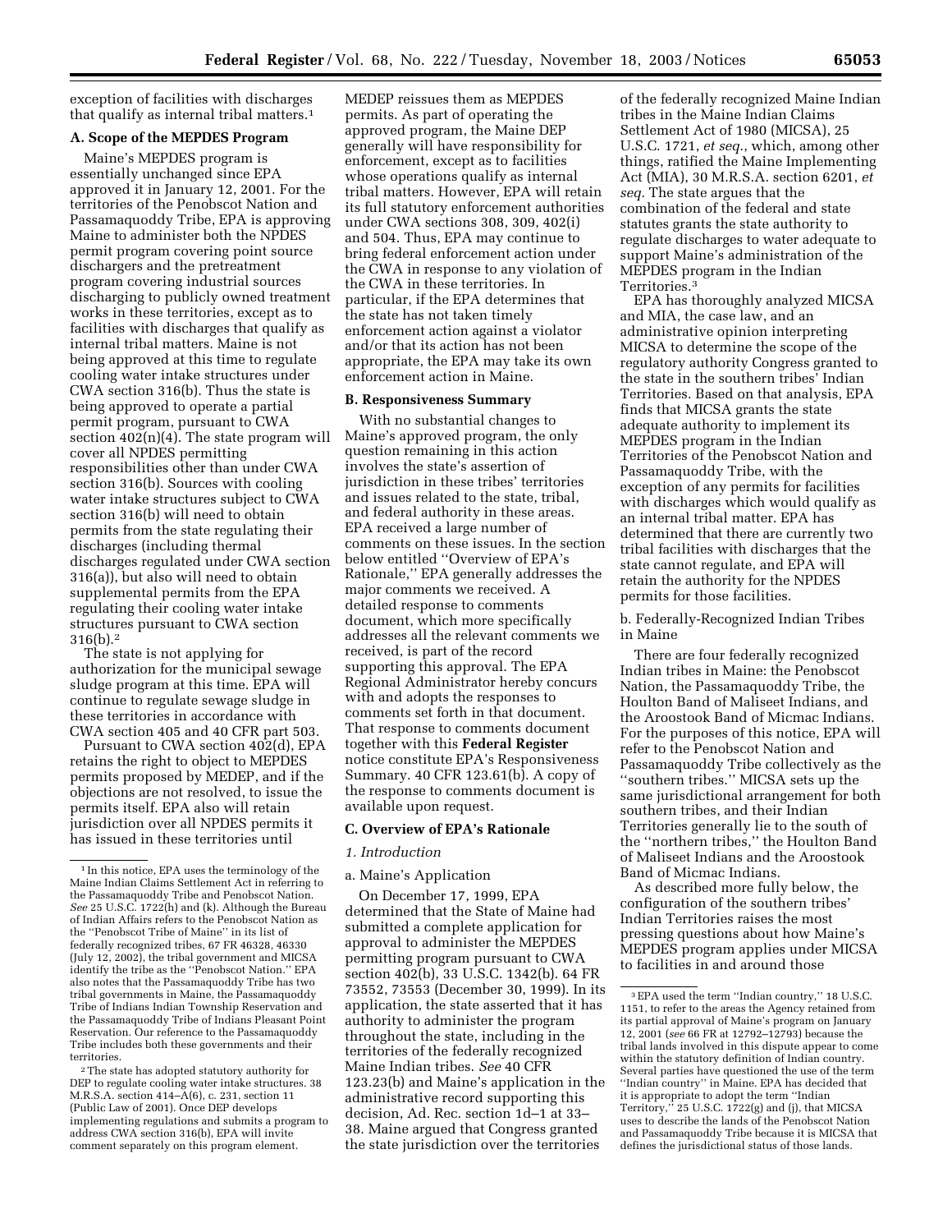exception of facilities with discharges that qualify as internal tribal matters.[1]

### A. Scope of the MEPDES Program

Maine's MEPDES program is essentially unchanged since EPA approved it in January 12, 2001. For the territories of the Penobscot Nation and Passamaquoddy Tribe, EPA is approving Maine to administer both the NPDES permit program covering point source dischargers and the pretreatment program covering industrial sources discharging to publicly owned treatment works in these territories, except as to facilities with discharges that qualify as internal tribal matters. Maine is not being approved at this time to regulate cooling water intake structures under CWA section 316(b). Thus the state is being approved to operate a partial permit program, pursuant to CWA section 402(n)(4). The state program will cover all NPDES permitting responsibilities other than under CWA section 316(b). Sources with cooling water intake structures subject to CWA section 316(b) will need to obtain permits from the state regulating their discharges (including thermal discharges regulated under CWA section 316(a)), but also will need to obtain supplemental permits from the EPA regulating their cooling water intake structures pursuant to CWA section 316(b).[2]

The state is not applying for authorization for the municipal sewage sludge program at this time. EPA will continue to regulate sewage sludge in these territories in accordance with CWA section 405 and 40 CFR part 503.

Pursuant to CWA section 402(d), EPA retains the right to object to MEPDES permits proposed by MEDEP, and if the objections are not resolved, to issue the permits itself. EPA also will retain jurisdiction over all NPDES permits it has issued in these territories until MEDEP reissues them as MEPDES permits. As part of operating the approved program, the Maine DEP generally will have responsibility for enforcement, except as to facilities whose operations qualify as internal tribal matters. However, EPA will retain its full statutory enforcement authorities under CWA sections 308, 309, 402(i) and 504. Thus, EPA may continue to bring federal enforcement action under the CWA in response to any violation of the CWA in these territories. In particular, if the EPA determines that the state has not taken timely enforcement action against a violator and/or that its action has not been appropriate, the EPA may take its own enforcement action in Maine.

### B. Responsiveness Summary

With no substantial changes to Maine's approved program, the only question remaining in this action involves the state's assertion of jurisdiction in these tribes' territories and issues related to the state, tribal, and federal authority in these areas. EPA received a large number of comments on these issues. In the section below entitled "Overview of EPA's Rationale," EPA generally addresses the major comments we received. A detailed response to comments document, which more specifically addresses all the relevant comments we received, is part of the record supporting this approval. The EPA Regional Administrator hereby concurs with and adopts the responses to comments set forth in that document. That response to comments document together with this **Federal Register** notice constitute EPA's Responsiveness Summary. 40 CFR 123.61(b). A copy of the response to comments document is available upon request.

### C. Overview of EPA's Rationale

#### *1. Introduction*

a. Maine's Application

On December 17, 1999, EPA determined that the State of Maine had submitted a complete application for approval to administer the MEPDES permitting program pursuant to CWA section 402(b), 33 U.S.C. 1342(b). 64 FR 73552, 73553 (December 30, 1999). In its application, the state asserted that it has authority to administer the program throughout the state, including in the territories of the federally recognized Maine Indian tribes. *See* 40 CFR 123.23(b) and Maine's application in the administrative record supporting this decision, Ad. Rec. section 1d–1 at 33–38. Maine argued that Congress granted the state jurisdiction over the territories of the federally recognized Maine Indian tribes in the Maine Indian Claims Settlement Act of 1980 (MICSA), 25 U.S.C. 1721, *et seq.*, which, among other things, ratified the Maine Implementing Act (MIA), 30 M.R.S.A. section 6201, *et seq.* The state argues that the combination of the federal and state statutes grants the state authority to regulate discharges to water adequate to support Maine's administration of the MEPDES program in the Indian Territories.[3]

EPA has thoroughly analyzed MICSA and MIA, the case law, and an administrative opinion interpreting MICSA to determine the scope of the regulatory authority Congress granted to the state in the southern tribes' Indian Territories. Based on that analysis, EPA finds that MICSA grants the state adequate authority to implement its MEPDES program in the Indian Territories of the Penobscot Nation and Passamaquoddy Tribe, with the exception of any permits for facilities with discharges which would qualify as an internal tribal matter. EPA has determined that there are currently two tribal facilities with discharges that the state cannot regulate, and EPA will retain the authority for the NPDES permits for those facilities.

b. Federally-Recognized Indian Tribes in Maine

There are four federally recognized Indian tribes in Maine: the Penobscot Nation, the Passamaquoddy Tribe, the Houlton Band of Maliseet Indians, and the Aroostook Band of Micmac Indians. For the purposes of this notice, EPA will refer to the Penobscot Nation and Passamaquoddy Tribe collectively as the "southern tribes." MICSA sets up the same jurisdictional arrangement for both southern tribes, and their Indian Territories generally lie to the south of the "northern tribes," the Houlton Band of Maliseet Indians and the Aroostook Band of Micmac Indians.

As described more fully below, the configuration of the southern tribes' Indian Territories raises the most pressing questions about how Maine's MEPDES program applies under MICSA to facilities in and around those

---

[1] In this notice, EPA uses the terminology of the Maine Indian Claims Settlement Act in referring to the Passamaquoddy Tribe and Penobscot Nation. *See* 25 U.S.C. 1722(h) and (k). Although the Bureau of Indian Affairs refers to the Penobscot Nation as the "Penobscot Tribe of Maine" in its list of federally recognized tribes, 67 FR 46328, 46330 (July 12, 2002), the tribal government and MICSA identify the tribe as the "Penobscot Nation." EPA also notes that the Passamaquoddy Tribe has two tribal governments in Maine, the Passamaquoddy Tribe of Indians Indian Township Reservation and the Passamaquoddy Tribe of Indians Pleasant Point Reservation. Our reference to the Passamaquoddy Tribe includes both these governments and their territories.

[2] The state has adopted statutory authority for DEP to regulate cooling water intake structures. 38 M.R.S.A. section 414–A(6), c. 231, section 11 (Public Law of 2001). Once DEP develops implementing regulations and submits a program to address CWA section 316(b), EPA will invite comment separately on this program element.

[3] EPA used the term "Indian country," 18 U.S.C. 1151, to refer to the areas the Agency retained from its partial approval of Maine's program on January 12, 2001 (*see* 66 FR at 12792–12793) because the tribal lands involved in this dispute appear to come within the statutory definition of Indian country. Several parties have questioned the use of the term "Indian country" in Maine. EPA has decided that it is appropriate to adopt the term "Indian Territory," 25 U.S.C. 1722(g) and (j), that MICSA uses to describe the lands of the Penobscot Nation and Passamaquoddy Tribe because it is MICSA that defines the jurisdictional status of those lands.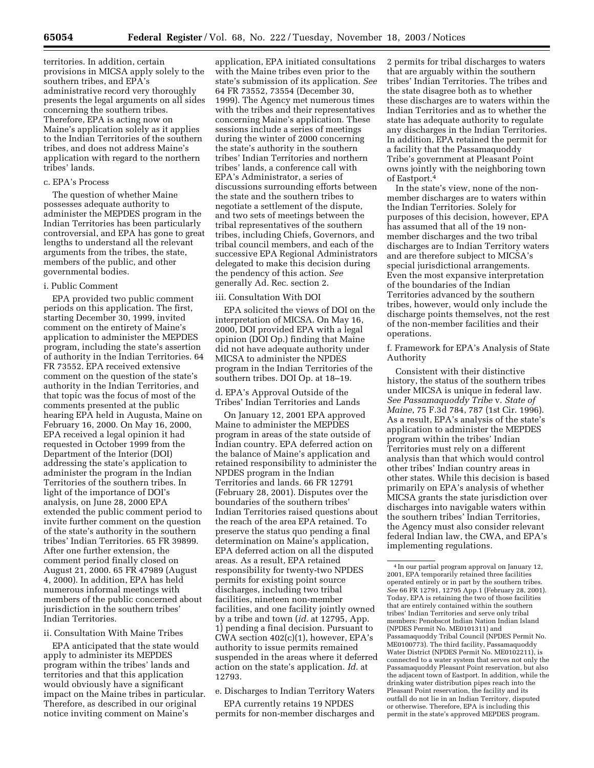territories. In addition, certain provisions in MICSA apply solely to the southern tribes, and EPA's administrative record very thoroughly presents the legal arguments on all sides concerning the southern tribes. Therefore, EPA is acting now on Maine's application solely as it applies to the Indian Territories of the southern tribes, and does not address Maine's application with regard to the northern tribes' lands.

c. EPA's Process

The question of whether Maine possesses adequate authority to administer the MEPDES program in the Indian Territories has been particularly controversial, and EPA has gone to great lengths to understand all the relevant arguments from the tribes, the state, members of the public, and other governmental bodies.

i. Public Comment

EPA provided two public comment periods on this application. The first, starting December 30, 1999, invited comment on the entirety of Maine's application to administer the MEPDES program, including the state's assertion of authority in the Indian Territories. 64 FR 73552. EPA received extensive comment on the question of the state's authority in the Indian Territories, and that topic was the focus of most of the comments presented at the public hearing EPA held in Augusta, Maine on February 16, 2000. On May 16, 2000, EPA received a legal opinion it had requested in October 1999 from the Department of the Interior (DOI) addressing the state's application to administer the program in the Indian Territories of the southern tribes. In light of the importance of DOI's analysis, on June 28, 2000 EPA extended the public comment period to invite further comment on the question of the state's authority in the southern tribes' Indian Territories. 65 FR 39899. After one further extension, the comment period finally closed on August 21, 2000. 65 FR 47989 (August 4, 2000). In addition, EPA has held numerous informal meetings with members of the public concerned about jurisdiction in the southern tribes' Indian Territories.

ii. Consultation With Maine Tribes

EPA anticipated that the state would apply to administer its MEPDES program within the tribes' lands and territories and that this application would obviously have a significant impact on the Maine tribes in particular. Therefore, as described in our original notice inviting comment on Maine's application, EPA initiated consultations with the Maine tribes even prior to the state's submission of its application. *See* 64 FR 73552, 73554 (December 30, 1999). The Agency met numerous times with the tribes and their representatives concerning Maine's application. These sessions include a series of meetings during the winter of 2000 concerning the state's authority in the southern tribes' Indian Territories and northern tribes' lands, a conference call with EPA's Administrator, a series of discussions surrounding efforts between the state and the southern tribes to negotiate a settlement of the dispute, and two sets of meetings between the tribal representatives of the southern tribes, including Chiefs, Governors, and tribal council members, and each of the successive EPA Regional Administrators delegated to make this decision during the pendency of this action. *See* generally Ad. Rec. section 2.

iii. Consultation With DOI

EPA solicited the views of DOI on the interpretation of MICSA. On May 16, 2000, DOI provided EPA with a legal opinion (DOI Op.) finding that Maine did not have adequate authority under MICSA to administer the NPDES program in the Indian Territories of the southern tribes. DOI Op. at 18–19.

d. EPA's Approval Outside of the Tribes' Indian Territories and Lands

On January 12, 2001 EPA approved Maine to administer the MEPDES program in areas of the state outside of Indian country. EPA deferred action on the balance of Maine's application and retained responsibility to administer the NPDES program in the Indian Territories and lands. 66 FR 12791 (February 28, 2001). Disputes over the boundaries of the southern tribes' Indian Territories raised questions about the reach of the area EPA retained. To preserve the status quo pending a final determination on Maine's application, EPA deferred action on all the disputed areas. As a result, EPA retained responsibility for twenty-two NPDES permits for existing point source discharges, including two tribal facilities, nineteen non-member facilities, and one facility jointly owned by a tribe and town (*id.* at 12795, App. 1) pending a final decision. Pursuant to CWA section 402(c)(1), however, EPA's authority to issue permits remained suspended in the areas where it deferred action on the state's application. *Id.* at 12793.

e. Discharges to Indian Territory Waters

EPA currently retains 19 NPDES permits for non-member discharges and 2 permits for tribal discharges to waters that are arguably within the southern tribes' Indian Territories. The tribes and the state disagree both as to whether these discharges are to waters within the Indian Territories and as to whether the state has adequate authority to regulate any discharges in the Indian Territories. In addition, EPA retained the permit for a facility that the Passamaquoddy Tribe's government at Pleasant Point owns jointly with the neighboring town of Eastport.[4]

In the state's view, none of the non-member discharges are to waters within the Indian Territories. Solely for purposes of this decision, however, EPA has assumed that all of the 19 non-member discharges and the two tribal discharges are to Indian Territory waters and are therefore subject to MICSA's special jurisdictional arrangements. Even the most expansive interpretation of the boundaries of the Indian Territories advanced by the southern tribes, however, would only include the discharge points themselves, not the rest of the non-member facilities and their operations.

f. Framework for EPA's Analysis of State Authority

Consistent with their distinctive history, the status of the southern tribes under MICSA is unique in federal law. *See Passamaquoddy Tribe* v. *State of Maine*, 75 F.3d 784, 787 (1st Cir. 1996). As a result, EPA's analysis of the state's application to administer the MEPDES program within the tribes' Indian Territories must rely on a different analysis than that which would control other tribes' Indian country areas in other states. While this decision is based primarily on EPA's analysis of whether MICSA grants the state jurisdiction over discharges into navigable waters within the southern tribes' Indian Territories, the Agency must also consider relevant federal Indian law, the CWA, and EPA's implementing regulations.

---

[4] In our partial program approval on January 12, 2001, EPA temporarily retained three facilities operated entirely or in part by the southern tribes. *See* 66 FR 12791, 12795 App.1 (February 28, 2001). Today, EPA is retaining the two of those facilities that are entirely contained within the southern tribes' Indian Territories and serve only tribal members: Penobscot Indian Nation Indian Island (NPDES Permit No. ME0101311) and Passamaquoddy Tribal Council (NPDES Permit No. ME0100773). The third facility, Passamaquoddy Water District (NPDES Permit No. ME0102211), is connected to a water system that serves not only the Passamaquoddy Pleasant Point reservation, but also the adjacent town of Eastport. In addition, while the drinking water distribution pipes reach into the Pleasant Point reservation, the facility and its outfall do not lie in an Indian Territory, disputed or otherwise. Therefore, EPA is including this permit in the state's approved MEPDES program.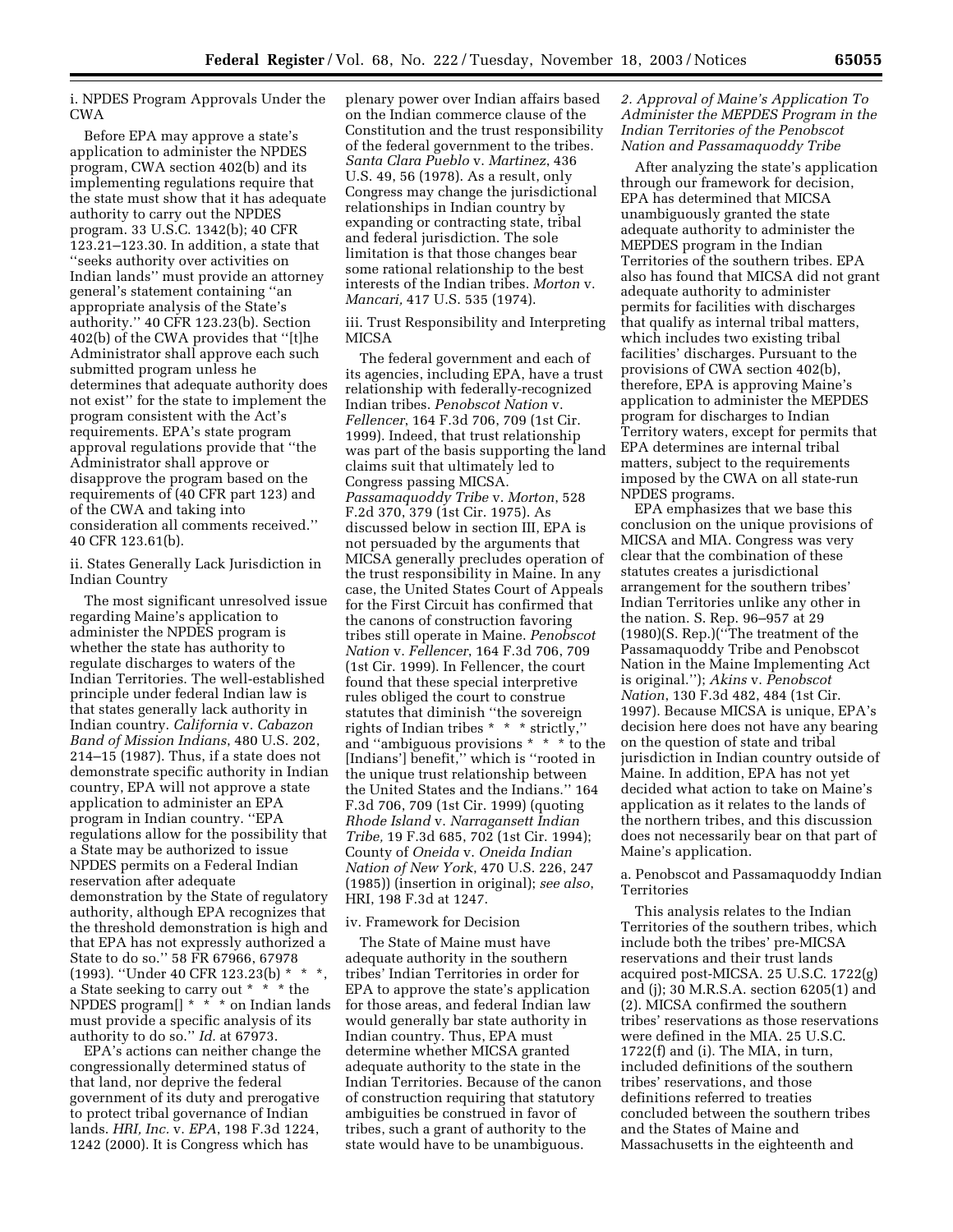i. NPDES Program Approvals Under the CWA

Before EPA may approve a state's application to administer the NPDES program, CWA section 402(b) and its implementing regulations require that the state must show that it has adequate authority to carry out the NPDES program. 33 U.S.C. 1342(b); 40 CFR 123.21–123.30. In addition, a state that ''seeks authority over activities on Indian lands'' must provide an attorney general's statement containing ''an appropriate analysis of the State's authority.'' 40 CFR 123.23(b). Section 402(b) of the CWA provides that ''[t]he Administrator shall approve each such submitted program unless he determines that adequate authority does not exist'' for the state to implement the program consistent with the Act's requirements. EPA's state program approval regulations provide that ''the Administrator shall approve or disapprove the program based on the requirements of (40 CFR part 123) and of the CWA and taking into consideration all comments received.'' 40 CFR 123.61(b).

ii. States Generally Lack Jurisdiction in Indian Country

The most significant unresolved issue regarding Maine's application to administer the NPDES program is whether the state has authority to regulate discharges to waters of the Indian Territories. The well-established principle under federal Indian law is that states generally lack authority in Indian country. *California* v. *Cabazon Band of Mission Indians*, 480 U.S. 202, 214–15 (1987). Thus, if a state does not demonstrate specific authority in Indian country, EPA will not approve a state application to administer an EPA program in Indian country. ''EPA regulations allow for the possibility that a State may be authorized to issue NPDES permits on a Federal Indian reservation after adequate demonstration by the State of regulatory authority, although EPA recognizes that the threshold demonstration is high and that EPA has not expressly authorized a State to do so.'' 58 FR 67966, 67978 (1993). ''Under 40 CFR 123.23(b) * * *, a State seeking to carry out * * * the NPDES program[] * * * on Indian lands must provide a specific analysis of its authority to do so.'' *Id.* at 67973.

EPA's actions can neither change the congressionally determined status of that land, nor deprive the federal government of its duty and prerogative to protect tribal governance of Indian lands. *HRI, Inc.* v. *EPA*, 198 F.3d 1224, 1242 (2000). It is Congress which has plenary power over Indian affairs based on the Indian commerce clause of the Constitution and the trust responsibility of the federal government to the tribes. *Santa Clara Pueblo* v. *Martinez*, 436 U.S. 49, 56 (1978). As a result, only Congress may change the jurisdictional relationships in Indian country by expanding or contracting state, tribal and federal jurisdiction. The sole limitation is that those changes bear some rational relationship to the best interests of the Indian tribes. *Morton* v. *Mancari,* 417 U.S. 535 (1974).

iii. Trust Responsibility and Interpreting MICSA

The federal government and each of its agencies, including EPA, have a trust relationship with federally-recognized Indian tribes. *Penobscot Nation* v. *Fellencer*, 164 F.3d 706, 709 (1st Cir. 1999). Indeed, that trust relationship was part of the basis supporting the land claims suit that ultimately led to Congress passing MICSA. *Passamaquoddy Tribe* v. *Morton*, 528 F.2d 370, 379 (1st Cir. 1975). As discussed below in section III, EPA is not persuaded by the arguments that MICSA generally precludes operation of the trust responsibility in Maine. In any case, the United States Court of Appeals for the First Circuit has confirmed that the canons of construction favoring tribes still operate in Maine. *Penobscot Nation* v. *Fellencer*, 164 F.3d 706, 709 (1st Cir. 1999). In Fellencer, the court found that these special interpretive rules obliged the court to construe statutes that diminish ''the sovereign rights of Indian tribes * * * strictly,'' and ''ambiguous provisions * * * to the [Indians'] benefit,'' which is ''rooted in the unique trust relationship between the United States and the Indians.'' 164 F.3d 706, 709 (1st Cir. 1999) (quoting *Rhode Island* v. *Narragansett Indian Tribe,* 19 F.3d 685, 702 (1st Cir. 1994); County of *Oneida* v. *Oneida Indian Nation of New York*, 470 U.S. 226, 247 (1985)) (insertion in original); *see also*, HRI, 198 F.3d at 1247.

iv. Framework for Decision

The State of Maine must have adequate authority in the southern tribes' Indian Territories in order for EPA to approve the state's application for those areas, and federal Indian law would generally bar state authority in Indian country. Thus, EPA must determine whether MICSA granted adequate authority to the state in the Indian Territories. Because of the canon of construction requiring that statutory ambiguities be construed in favor of tribes, such a grant of authority to the state would have to be unambiguous.

*2. Approval of Maine's Application To Administer the MEPDES Program in the Indian Territories of the Penobscot Nation and Passamaquoddy Tribe*

After analyzing the state's application through our framework for decision, EPA has determined that MICSA unambiguously granted the state adequate authority to administer the MEPDES program in the Indian Territories of the southern tribes. EPA also has found that MICSA did not grant adequate authority to administer permits for facilities with discharges that qualify as internal tribal matters, which includes two existing tribal facilities' discharges. Pursuant to the provisions of CWA section 402(b), therefore, EPA is approving Maine's application to administer the MEPDES program for discharges to Indian Territory waters, except for permits that EPA determines are internal tribal matters, subject to the requirements imposed by the CWA on all state-run NPDES programs.

EPA emphasizes that we base this conclusion on the unique provisions of MICSA and MIA. Congress was very clear that the combination of these statutes creates a jurisdictional arrangement for the southern tribes' Indian Territories unlike any other in the nation. S. Rep. 96–957 at 29 (1980)(S. Rep.)(''The treatment of the Passamaquoddy Tribe and Penobscot Nation in the Maine Implementing Act is original.''); *Akins* v. *Penobscot Nation*, 130 F.3d 482, 484 (1st Cir. 1997). Because MICSA is unique, EPA's decision here does not have any bearing on the question of state and tribal jurisdiction in Indian country outside of Maine. In addition, EPA has not yet decided what action to take on Maine's application as it relates to the lands of the northern tribes, and this discussion does not necessarily bear on that part of Maine's application.

a. Penobscot and Passamaquoddy Indian Territories

This analysis relates to the Indian Territories of the southern tribes, which include both the tribes' pre-MICSA reservations and their trust lands acquired post-MICSA. 25 U.S.C. 1722(g) and (j); 30 M.R.S.A. section 6205(1) and (2). MICSA confirmed the southern tribes' reservations as those reservations were defined in the MIA. 25 U.S.C. 1722(f) and (i). The MIA, in turn, included definitions of the southern tribes' reservations, and those definitions referred to treaties concluded between the southern tribes and the States of Maine and Massachusetts in the eighteenth and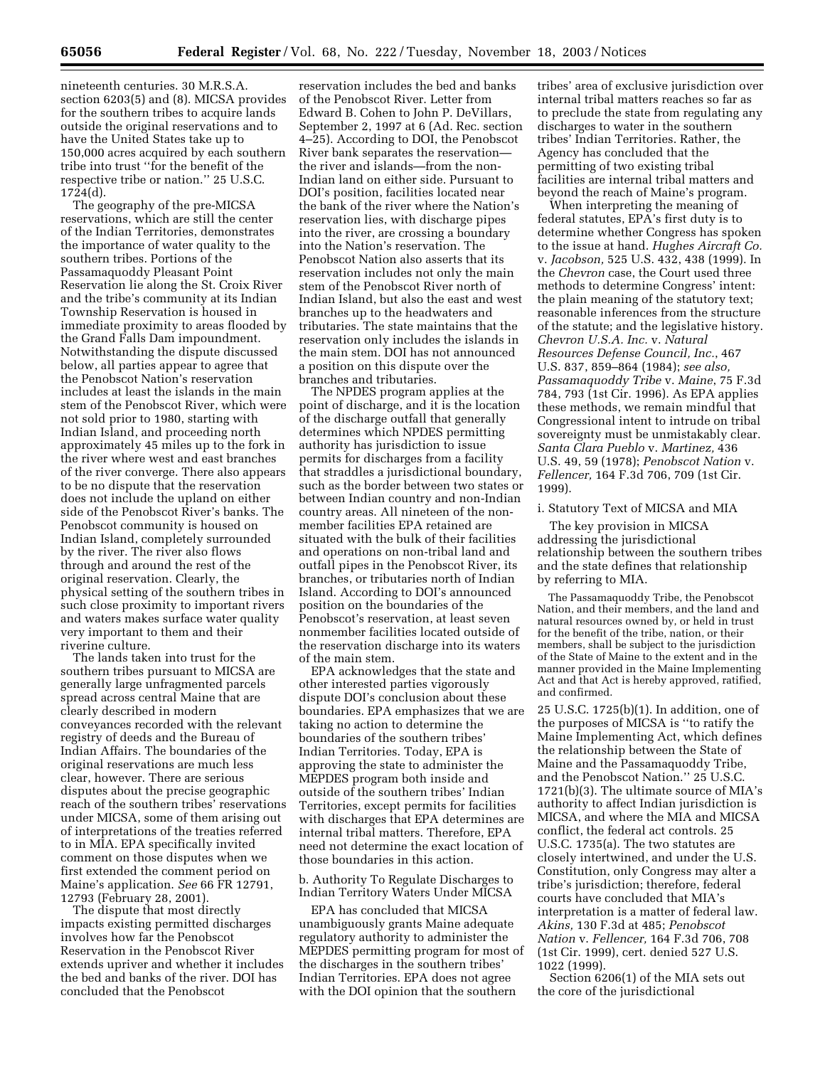nineteenth centuries. 30 M.R.S.A. section 6203(5) and (8). MICSA provides for the southern tribes to acquire lands outside the original reservations and to have the United States take up to 150,000 acres acquired by each southern tribe into trust ''for the benefit of the respective tribe or nation.'' 25 U.S.C. 1724(d).

The geography of the pre-MICSA reservations, which are still the center of the Indian Territories, demonstrates the importance of water quality to the southern tribes. Portions of the Passamaquoddy Pleasant Point Reservation lie along the St. Croix River and the tribe's community at its Indian Township Reservation is housed in immediate proximity to areas flooded by the Grand Falls Dam impoundment. Notwithstanding the dispute discussed below, all parties appear to agree that the Penobscot Nation's reservation includes at least the islands in the main stem of the Penobscot River, which were not sold prior to 1980, starting with Indian Island, and proceeding north approximately 45 miles up to the fork in the river where west and east branches of the river converge. There also appears to be no dispute that the reservation does not include the upland on either side of the Penobscot River's banks. The Penobscot community is housed on Indian Island, completely surrounded by the river. The river also flows through and around the rest of the original reservation. Clearly, the physical setting of the southern tribes in such close proximity to important rivers and waters makes surface water quality very important to them and their riverine culture.

The lands taken into trust for the southern tribes pursuant to MICSA are generally large unfragmented parcels spread across central Maine that are clearly described in modern conveyances recorded with the relevant registry of deeds and the Bureau of Indian Affairs. The boundaries of the original reservations are much less clear, however. There are serious disputes about the precise geographic reach of the southern tribes' reservations under MICSA, some of them arising out of interpretations of the treaties referred to in MIA. EPA specifically invited comment on those disputes when we first extended the comment period on Maine's application. *See* 66 FR 12791, 12793 (February 28, 2001).

The dispute that most directly impacts existing permitted discharges involves how far the Penobscot Reservation in the Penobscot River extends upriver and whether it includes the bed and banks of the river. DOI has concluded that the Penobscot reservation includes the bed and banks of the Penobscot River. Letter from Edward B. Cohen to John P. DeVillars, September 2, 1997 at 6 (Ad. Rec. section 4–25). According to DOI, the Penobscot River bank separates the reservation—the river and islands—from the non-Indian land on either side. Pursuant to DOI's position, facilities located near the bank of the river where the Nation's reservation lies, with discharge pipes into the river, are crossing a boundary into the Nation's reservation. The Penobscot Nation also asserts that its reservation includes not only the main stem of the Penobscot River north of Indian Island, but also the east and west branches up to the headwaters and tributaries. The state maintains that the reservation only includes the islands in the main stem. DOI has not announced a position on this dispute over the branches and tributaries.

The NPDES program applies at the point of discharge, and it is the location of the discharge outfall that generally determines which NPDES permitting authority has jurisdiction to issue permits for discharges from a facility that straddles a jurisdictional boundary, such as the border between two states or between Indian country and non-Indian country areas. All nineteen of the non-member facilities EPA retained are situated with the bulk of their facilities and operations on non-tribal land and outfall pipes in the Penobscot River, its branches, or tributaries north of Indian Island. According to DOI's announced position on the boundaries of the Penobscot's reservation, at least seven nonmember facilities located outside of the reservation discharge into its waters of the main stem.

EPA acknowledges that the state and other interested parties vigorously dispute DOI's conclusion about these boundaries. EPA emphasizes that we are taking no action to determine the boundaries of the southern tribes' Indian Territories. Today, EPA is approving the state to administer the MEPDES program both inside and outside of the southern tribes' Indian Territories, except permits for facilities with discharges that EPA determines are internal tribal matters. Therefore, EPA need not determine the exact location of those boundaries in this action.

b. Authority To Regulate Discharges to Indian Territory Waters Under MICSA

EPA has concluded that MICSA unambiguously grants Maine adequate regulatory authority to administer the MEPDES permitting program for most of the discharges in the southern tribes' Indian Territories. EPA does not agree with the DOI opinion that the southern tribes' area of exclusive jurisdiction over internal tribal matters reaches so far as to preclude the state from regulating any discharges to water in the southern tribes' Indian Territories. Rather, the Agency has concluded that the permitting of two existing tribal facilities are internal tribal matters and beyond the reach of Maine's program.

When interpreting the meaning of federal statutes, EPA's first duty is to determine whether Congress has spoken to the issue at hand. *Hughes Aircraft Co.* v. *Jacobson,* 525 U.S. 432, 438 (1999). In the *Chevron* case, the Court used three methods to determine Congress' intent: the plain meaning of the statutory text; reasonable inferences from the structure of the statute; and the legislative history. *Chevron U.S.A. Inc.* v. *Natural Resources Defense Council, Inc.*, 467 U.S. 837, 859–864 (1984); *see also, Passamaquoddy Tribe* v. *Maine*, 75 F.3d 784, 793 (1st Cir. 1996). As EPA applies these methods, we remain mindful that Congressional intent to intrude on tribal sovereignty must be unmistakably clear. *Santa Clara Pueblo* v. *Martinez,* 436 U.S. 49, 59 (1978); *Penobscot Nation* v. *Fellencer,* 164 F.3d 706, 709 (1st Cir. 1999).

i. Statutory Text of MICSA and MIA

The key provision in MICSA addressing the jurisdictional relationship between the southern tribes and the state defines that relationship by referring to MIA.

> The Passamaquoddy Tribe, the Penobscot Nation, and their members, and the land and natural resources owned by, or held in trust for the benefit of the tribe, nation, or their members, shall be subject to the jurisdiction of the State of Maine to the extent and in the manner provided in the Maine Implementing Act and that Act is hereby approved, ratified, and confirmed.

25 U.S.C. 1725(b)(1). In addition, one of the purposes of MICSA is ''to ratify the Maine Implementing Act, which defines the relationship between the State of Maine and the Passamaquoddy Tribe, and the Penobscot Nation.'' 25 U.S.C. 1721(b)(3). The ultimate source of MIA's authority to affect Indian jurisdiction is MICSA, and where the MIA and MICSA conflict, the federal act controls. 25 U.S.C. 1735(a). The two statutes are closely intertwined, and under the U.S. Constitution, only Congress may alter a tribe's jurisdiction; therefore, federal courts have concluded that MIA's interpretation is a matter of federal law. *Akins,* 130 F.3d at 485; *Penobscot Nation* v. *Fellencer,* 164 F.3d 706, 708 (1st Cir. 1999), cert. denied 527 U.S. 1022 (1999).

Section 6206(1) of the MIA sets out the core of the jurisdictional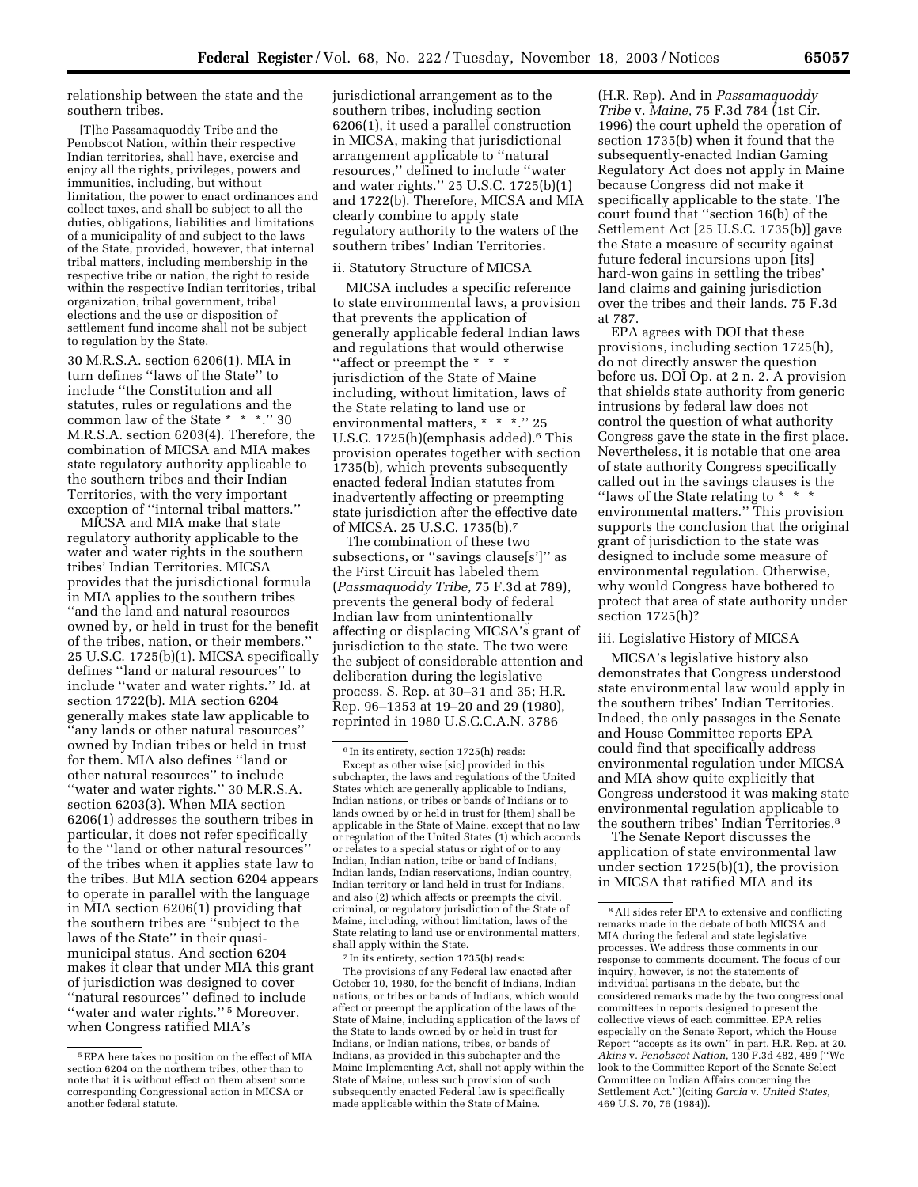relationship between the state and the southern tribes.

> [T]he Passamaquoddy Tribe and the Penobscot Nation, within their respective Indian territories, shall have, exercise and enjoy all the rights, privileges, powers and immunities, including, but without limitation, the power to enact ordinances and collect taxes, and shall be subject to all the duties, obligations, liabilities and limitations of a municipality of and subject to the laws of the State, provided, however, that internal tribal matters, including membership in the respective tribe or nation, the right to reside within the respective Indian territories, tribal organization, tribal government, tribal elections and the use or disposition of settlement fund income shall not be subject to regulation by the State.

30 M.R.S.A. section 6206(1). MIA in turn defines ''laws of the State'' to include ''the Constitution and all statutes, rules or regulations and the common law of the State * * *.'' 30 M.R.S.A. section 6203(4). Therefore, the combination of MICSA and MIA makes state regulatory authority applicable to the southern tribes and their Indian Territories, with the very important exception of ''internal tribal matters.''

MICSA and MIA make that state regulatory authority applicable to the water and water rights in the southern tribes' Indian Territories. MICSA provides that the jurisdictional formula in MIA applies to the southern tribes ''and the land and natural resources owned by, or held in trust for the benefit of the tribes, nation, or their members.'' 25 U.S.C. 1725(b)(1). MICSA specifically defines ''land or natural resources'' to include ''water and water rights.'' Id. at section 1722(b). MIA section 6204 generally makes state law applicable to ''any lands or other natural resources'' owned by Indian tribes or held in trust for them. MIA also defines ''land or other natural resources'' to include ''water and water rights.'' 30 M.R.S.A. section 6203(3). When MIA section 6206(1) addresses the southern tribes in particular, it does not refer specifically to the ''land or other natural resources'' of the tribes when it applies state law to the tribes. But MIA section 6204 appears to operate in parallel with the language in MIA section 6206(1) providing that the southern tribes are ''subject to the laws of the State'' in their quasi-municipal status. And section 6204 makes it clear that under MIA this grant of jurisdiction was designed to cover ''natural resources'' defined to include ''water and water rights.'' [5] Moreover, when Congress ratified MIA's jurisdictional arrangement as to the southern tribes, including section 6206(1), it used a parallel construction in MICSA, making that jurisdictional arrangement applicable to ''natural resources,'' defined to include ''water and water rights.'' 25 U.S.C. 1725(b)(1) and 1722(b). Therefore, MICSA and MIA clearly combine to apply state regulatory authority to the waters of the southern tribes' Indian Territories.

ii. Statutory Structure of MICSA

MICSA includes a specific reference to state environmental laws, a provision that prevents the application of generally applicable federal Indian laws and regulations that would otherwise ''affect or preempt the * * * jurisdiction of the State of Maine including, without limitation, laws of the State relating to land use or environmental matters, * * *.'' 25 U.S.C. 1725(h)(emphasis added).[6] This provision operates together with section 1735(b), which prevents subsequently enacted federal Indian statutes from inadvertently affecting or preempting state jurisdiction after the effective date of MICSA. 25 U.S.C. 1735(b).[7]

The combination of these two subsections, or ''savings clause[s']'' as the First Circuit has labeled them (*Passamaquoddy Tribe,* 75 F.3d at 789), prevents the general body of federal Indian law from unintentionally affecting or displacing MICSA's grant of jurisdiction to the state. The two were the subject of considerable attention and deliberation during the legislative process. S. Rep. at 30–31 and 35; H.R. Rep. 96–1353 at 19–20 and 29 (1980), reprinted in 1980 U.S.C.C.A.N. 3786 (H.R. Rep). And in *Passamaquoddy Tribe* v. *Maine,* 75 F.3d 784 (1st Cir. 1996) the court upheld the operation of section 1735(b) when it found that the subsequently-enacted Indian Gaming Regulatory Act does not apply in Maine because Congress did not make it specifically applicable to the state. The court found that ''section 16(b) of the Settlement Act [25 U.S.C. 1735(b)] gave the State a measure of security against future federal incursions upon [its] hard-won gains in settling the tribes' land claims and gaining jurisdiction over the tribes and their lands. 75 F.3d at 787.

EPA agrees with DOI that these provisions, including section 1725(h), do not directly answer the question before us. DOI Op. at 2 n. 2. A provision that shields state authority from generic intrusions by federal law does not control the question of what authority Congress gave the state in the first place. Nevertheless, it is notable that one area of state authority Congress specifically called out in the savings clauses is the ''laws of the State relating to * * * environmental matters.'' This provision supports the conclusion that the original grant of jurisdiction to the state was designed to include some measure of environmental regulation. Otherwise, why would Congress have bothered to protect that area of state authority under section 1725(h)?

iii. Legislative History of MICSA

MICSA's legislative history also demonstrates that Congress understood state environmental law would apply in the southern tribes' Indian Territories. Indeed, the only passages in the Senate and House Committee reports EPA could find that specifically address environmental regulation under MICSA and MIA show quite explicitly that Congress understood it was making state environmental regulation applicable to the southern tribes' Indian Territories.[8]

The Senate Report discusses the application of state environmental law under section 1725(b)(1), the provision in MICSA that ratified MIA and its

---

[5] EPA here takes no position on the effect of MIA section 6204 on the northern tribes, other than to note that it is without effect on them absent some corresponding Congressional action in MICSA or another federal statute.

[6] In its entirety, section 1725(h) reads:

Except as other wise [sic] provided in this subchapter, the laws and regulations of the United States which are generally applicable to Indians, Indian nations, or tribes or bands of Indians or to lands owned by or held in trust for [them] shall be applicable in the State of Maine, except that no law or regulation of the United States (1) which accords or relates to a special status or right of or to any Indian, Indian nation, tribe or band of Indians, Indian lands, Indian reservations, Indian country, Indian territory or land held in trust for Indians, and also (2) which affects or preempts the civil, criminal, or regulatory jurisdiction of the State of Maine, including, without limitation, laws of the State relating to land use or environmental matters, shall apply within the State.

[7] In its entirety, section 1735(b) reads:

The provisions of any Federal law enacted after October 10, 1980, for the benefit of Indians, Indian nations, or tribes or bands of Indians, which would affect or preempt the application of the laws of the State of Maine, including application of the laws of the State to lands owned by or held in trust for Indians, or Indian nations, tribes, or bands of Indians, as provided in this subchapter and the Maine Implementing Act, shall not apply within the State of Maine, unless such provision of such subsequently enacted Federal law is specifically made applicable within the State of Maine.

[8] All sides refer EPA to extensive and conflicting remarks made in the debate of both MICSA and MIA during the federal and state legislative processes. We address those comments in our response to comments document. The focus of our inquiry, however, is not the statements of individual partisans in the debate, but the considered remarks made by the two congressional committees in reports designed to present the collective views of each committee. EPA relies especially on the Senate Report, which the House Report ''accepts as its own'' in part. H.R. Rep. at 20. *Akins* v. *Penobscot Nation,* 130 F.3d 482, 489 (''We look to the Committee Report of the Senate Select Committee on Indian Affairs concerning the Settlement Act.'')(citing *Garcia* v. *United States,* 469 U.S. 70, 76 (1984)).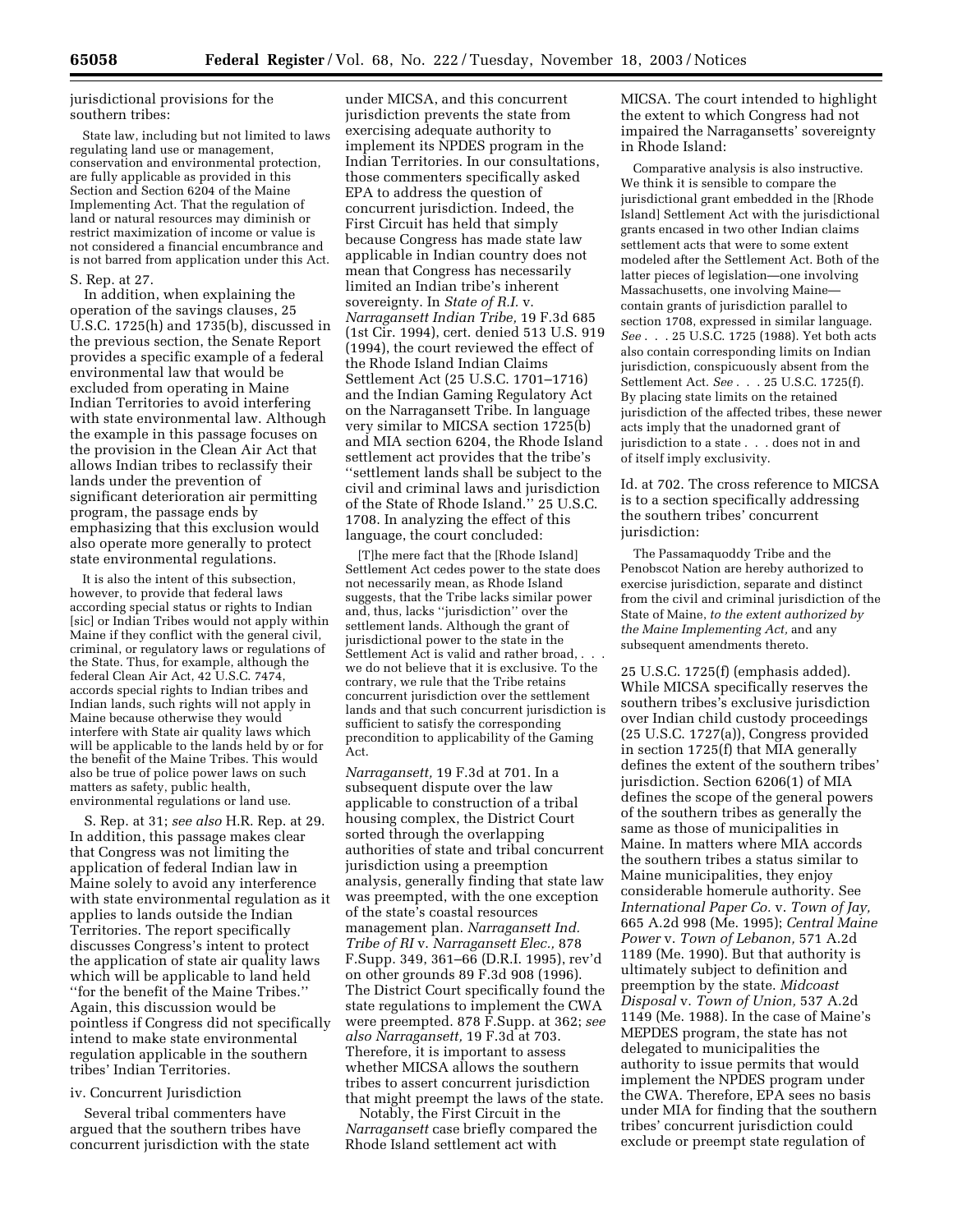jurisdictional provisions for the southern tribes:

> State law, including but not limited to laws regulating land use or management, conservation and environmental protection, are fully applicable as provided in this Section and Section 6204 of the Maine Implementing Act. That the regulation of land or natural resources may diminish or restrict maximization of income or value is not considered a financial encumbrance and is not barred from application under this Act.

S. Rep. at 27.

In addition, when explaining the operation of the savings clauses, 25 U.S.C. 1725(h) and 1735(b), discussed in the previous section, the Senate Report provides a specific example of a federal environmental law that would be excluded from operating in Maine Indian Territories to avoid interfering with state environmental law. Although the example in this passage focuses on the provision in the Clean Air Act that allows Indian tribes to reclassify their lands under the prevention of significant deterioration air permitting program, the passage ends by emphasizing that this exclusion would also operate more generally to protect state environmental regulations.

> It is also the intent of this subsection, however, to provide that federal laws according special status or rights to Indian [sic] or Indian Tribes would not apply within Maine if they conflict with the general civil, criminal, or regulatory laws or regulations of the State. Thus, for example, although the federal Clean Air Act, 42 U.S.C. 7474, accords special rights to Indian tribes and Indian lands, such rights will not apply in Maine because otherwise they would interfere with State air quality laws which will be applicable to the lands held by or for the benefit of the Maine Tribes. This would also be true of police power laws on such matters as safety, public health, environmental regulations or land use.

S. Rep. at 31; *see also* H.R. Rep. at 29. In addition, this passage makes clear that Congress was not limiting the application of federal Indian law in Maine solely to avoid any interference with state environmental regulation as it applies to lands outside the Indian Territories. The report specifically discusses Congress's intent to protect the application of state air quality laws which will be applicable to land held ''for the benefit of the Maine Tribes.'' Again, this discussion would be pointless if Congress did not specifically intend to make state environmental regulation applicable in the southern tribes' Indian Territories.

iv. Concurrent Jurisdiction

Several tribal commenters have argued that the southern tribes have concurrent jurisdiction with the state under MICSA, and this concurrent jurisdiction prevents the state from exercising adequate authority to implement its NPDES program in the Indian Territories. In our consultations, those commenters specifically asked EPA to address the question of concurrent jurisdiction. Indeed, the First Circuit has held that simply because Congress has made state law applicable in Indian country does not mean that Congress has necessarily limited an Indian tribe's inherent sovereignty. In *State of R.I.* v. *Narragansett Indian Tribe,* 19 F.3d 685 (1st Cir. 1994), cert. denied 513 U.S. 919 (1994), the court reviewed the effect of the Rhode Island Indian Claims Settlement Act (25 U.S.C. 1701–1716) and the Indian Gaming Regulatory Act on the Narragansett Tribe. In language very similar to MICSA section 1725(b) and MIA section 6204, the Rhode Island settlement act provides that the tribe's ''settlement lands shall be subject to the civil and criminal laws and jurisdiction of the State of Rhode Island.'' 25 U.S.C. 1708. In analyzing the effect of this language, the court concluded:

> [T]he mere fact that the [Rhode Island] Settlement Act cedes power to the state does not necessarily mean, as Rhode Island suggests, that the Tribe lacks similar power and, thus, lacks ''jurisdiction'' over the settlement lands. Although the grant of jurisdictional power to the state in the Settlement Act is valid and rather broad, . . . we do not believe that it is exclusive. To the contrary, we rule that the Tribe retains concurrent jurisdiction over the settlement lands and that such concurrent jurisdiction is sufficient to satisfy the corresponding precondition to applicability of the Gaming Act.

*Narragansett,* 19 F.3d at 701. In a subsequent dispute over the law applicable to construction of a tribal housing complex, the District Court sorted through the overlapping authorities of state and tribal concurrent jurisdiction using a preemption analysis, generally finding that state law was preempted, with the one exception of the state's coastal resources management plan. *Narragansett Ind. Tribe of RI* v. *Narragansett Elec.,* 878 F.Supp. 349, 361–66 (D.R.I. 1995), rev'd on other grounds 89 F.3d 908 (1996). The District Court specifically found the state regulations to implement the CWA were preempted. 878 F.Supp. at 362; *see also Narragansett,* 19 F.3d at 703. Therefore, it is important to assess whether MICSA allows the southern tribes to assert concurrent jurisdiction that might preempt the laws of the state.

Notably, the First Circuit in the *Narragansett* case briefly compared the Rhode Island settlement act with MICSA. The court intended to highlight the extent to which Congress had not impaired the Narragansetts' sovereignty in Rhode Island:

> Comparative analysis is also instructive. We think it is sensible to compare the jurisdictional grant embedded in the [Rhode Island] Settlement Act with the jurisdictional grants encased in two other Indian claims settlement acts that were to some extent modeled after the Settlement Act. Both of the latter pieces of legislation—one involving Massachusetts, one involving Maine—contain grants of jurisdiction parallel to section 1708, expressed in similar language. *See* . . . 25 U.S.C. 1725 (1988). Yet both acts also contain corresponding limits on Indian jurisdiction, conspicuously absent from the Settlement Act. *See* . . . 25 U.S.C. 1725(f). By placing state limits on the retained jurisdiction of the affected tribes, these newer acts imply that the unadorned grant of jurisdiction to a state . . . does not in and of itself imply exclusivity.

Id. at 702. The cross reference to MICSA is to a section specifically addressing the southern tribes' concurrent jurisdiction:

> The Passamaquoddy Tribe and the Penobscot Nation are hereby authorized to exercise jurisdiction, separate and distinct from the civil and criminal jurisdiction of the State of Maine, *to the extent authorized by the Maine Implementing Act,* and any subsequent amendments thereto.

25 U.S.C. 1725(f) (emphasis added). While MICSA specifically reserves the southern tribes's exclusive jurisdiction over Indian child custody proceedings (25 U.S.C. 1727(a)), Congress provided in section 1725(f) that MIA generally defines the extent of the southern tribes' jurisdiction. Section 6206(1) of MIA defines the scope of the general powers of the southern tribes as generally the same as those of municipalities in Maine. In matters where MIA accords the southern tribes a status similar to Maine municipalities, they enjoy considerable homerule authority. See *International Paper Co.* v. *Town of Jay,* 665 A.2d 998 (Me. 1995); *Central Maine Power* v. *Town of Lebanon,* 571 A.2d 1189 (Me. 1990). But that authority is ultimately subject to definition and preemption by the state. *Midcoast Disposal* v. *Town of Union,* 537 A.2d 1149 (Me. 1988). In the case of Maine's MEPDES program, the state has not delegated to municipalities the authority to issue permits that would implement the NPDES program under the CWA. Therefore, EPA sees no basis under MIA for finding that the southern tribes' concurrent jurisdiction could exclude or preempt state regulation of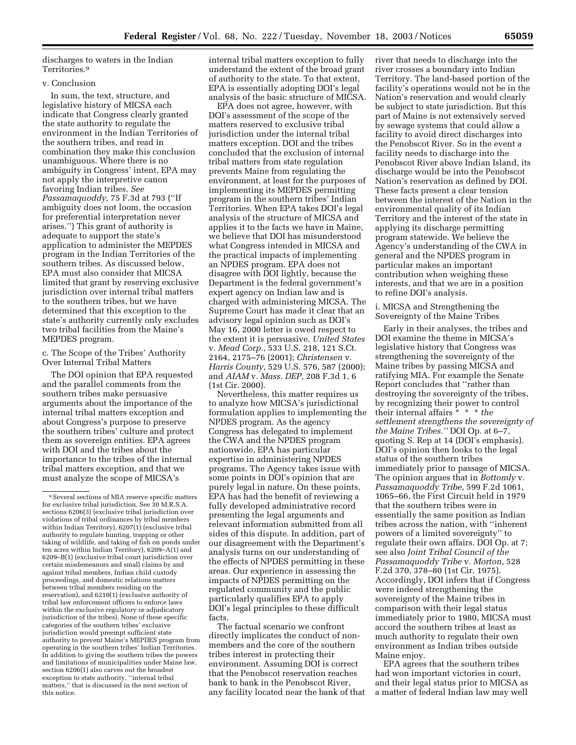discharges to waters in the Indian Territories.[9]

v. Conclusion

In sum, the text, structure, and legislative history of MICSA each indicate that Congress clearly granted the state authority to regulate the environment in the Indian Territories of the southern tribes, and read in combination they make this conclusion unambiguous. Where there is no ambiguity in Congress' intent, EPA may not apply the interpretive canon favoring Indian tribes. *See Passamaquoddy,* 75 F.3d at 793 (''If ambiguity does not loom, the occasion for preferential interpretation never arises.'') This grant of authority is adequate to support the state's application to administer the MEPDES program in the Indian Territories of the southern tribes. As discussed below, EPA must also consider that MICSA limited that grant by reserving exclusive jurisdiction over internal tribal matters to the southern tribes, but we have determined that this exception to the state's authority currently only excludes two tribal facilities from the Maine's MEPDES program.

c. The Scope of the Tribes' Authority Over Internal Tribal Matters

The DOI opinion that EPA requested and the parallel comments from the southern tribes make persuasive arguments about the importance of the internal tribal matters exception and about Congress's purpose to preserve the southern tribes' culture and protect them as sovereign entities. EPA agrees with DOI and the tribes about the importance to the tribes of the internal tribal matters exception, and that we must analyze the scope of MICSA's internal tribal matters exception to fully understand the extent of the broad grant of authority to the state. To that extent, EPA is essentially adopting DOI's legal analysis of the basic structure of MICSA.

EPA does not agree, however, with DOI's assessment of the scope of the matters reserved to exclusive tribal jurisdiction under the internal tribal matters exception. DOI and the tribes concluded that the exclusion of internal tribal matters from state regulation prevents Maine from regulating the environment, at least for the purposes of implementing its MEPDES permitting program in the southern tribes' Indian Territories. When EPA takes DOI's legal analysis of the structure of MICSA and applies it to the facts we have in Maine, we believe that DOI has misunderstood what Congress intended in MICSA and the practical impacts of implementing an NPDES program. EPA does not disagree with DOI lightly, because the Department is the federal government's expert agency on Indian law and is charged with administering MICSA. The Supreme Court has made it clear that an advisory legal opinion such as DOI's May 16, 2000 letter is owed respect to the extent it is persuasive. *United States* v. *Mead Corp.,* 533 U.S. 218, 121 S.Ct. 2164, 2175–76 (2001); *Christensen* v. *Harris County*, 529 U.S. 576, 587 (2000); and *AIAM* v. *Mass. DEP,* 208 F.3d 1, 6 (1st Cir. 2000).

Nevertheless, this matter requires us to analyze how MICSA's jurisdictional formulation applies to implementing the NPDES program. As the agency Congress has delegated to implement the CWA and the NPDES program nationwide, EPA has particular expertise in administering NPDES programs. The Agency takes issue with some points in DOI's opinion that are purely legal in nature. On these points, EPA has had the benefit of reviewing a fully developed administrative record presenting the legal arguments and relevant information submitted from all sides of this dispute. In addition, part of our disagreement with the Department's analysis turns on our understanding of the effects of NPDES permitting in these areas. Our experience in assessing the impacts of NPDES permitting on the regulated community and the public particularly qualifies EPA to apply DOI's legal principles to these difficult facts.

The factual scenario we confront directly implicates the conduct of non-members and the core of the southern tribes interest in protecting their environment. Assuming DOI is correct that the Penobscot reservation reaches bank to bank in the Penobscot River, any facility located near the bank of that river that needs to discharge into the river crosses a boundary into Indian Territory. The land-based portion of the facility's operations would not be in the Nation's reservation and would clearly be subject to state jurisdiction. But this part of Maine is not extensively served by sewage systems that could allow a facility to avoid direct discharges into the Penobscot River. So in the event a facility needs to discharge into the Penobscot River above Indian Island, its discharge would be into the Penobscot Nation's reservation as defined by DOI. These facts present a clear tension between the interest of the Nation in the environmental quality of its Indian Territory and the interest of the state in applying its discharge permitting program statewide. We believe the Agency's understanding of the CWA in general and the NPDES program in particular makes an important contribution when weighing these interests, and that we are in a position to refine DOI's analysis.

i. MICSA and Strengthening the Sovereignty of the Maine Tribes

Early in their analyses, the tribes and DOI examine the theme in MICSA's legislative history that Congress was strengthening the sovereignty of the Maine tribes by passing MICSA and ratifying MIA. For example the Senate Report concludes that ''rather than destroying the sovereignty of the tribes, by recognizing their power to control their internal affairs * * * *the settlement strengthens the sovereignty of the Maine Tribes.''* DOI Op. at 6–7, quoting S. Rep at 14 (DOI's emphasis). DOI's opinion then looks to the legal status of the southern tribes immediately prior to passage of MICSA. The opinion argues that in *Bottomly* v. *Passamaquoddy Tribe*, 599 F.2d 1061, 1065–66, the First Circuit held in 1979 that the southern tribes were in essentially the same position as Indian tribes across the nation, with ''inherent powers of a limited sovereignty'' to regulate their own affairs. DOI Op. at 7; see also *Joint Tribal Council of the Passamaquoddy Tribe* v. *Morton*, 528 F.2d 370, 378–80 (1st Cir. 1975). Accordingly, DOI infers that if Congress were indeed strengthening the sovereignty of the Maine tribes in comparison with their legal status immediately prior to 1980, MICSA must accord the southern tribes at least as much authority to regulate their own environment as Indian tribes outside Maine enjoy.

EPA agrees that the southern tribes had won important victories in court, and their legal status prior to MICSA as a matter of federal Indian law may well

---

[9] Several sections of MIA reserve specific matters for exclusive tribal jurisdiction. See 30 M.R.S.A. sections 6206(3) (exclusive tribal jurisdiction over violations of tribal ordinances by tribal members within Indian Territory), 6207(1) (exclusive tribal authority to regulate hunting, trapping or other taking of wildlife, and taking of fish on ponds under ten acres within Indian Territory), 6209–A(1) and 6209–B(1) (exclusive tribal court jurisdiction over certain misdemeanors and small claims by and against tribal members, Indian child custody proceedings, and domestic relations matters between tribal members residing on the reservation), and 6210(1) (exclusive authority of tribal law enforcement officers to enforce laws within the exclusive regulatory or adjudicatory jurisdiction of the tribes). None of these specific categories of the southern tribes' exclusive jurisdiction would preempt sufficient state authority to prevent Maine's MEPDES program from operating in the southern tribes' Indian Territories. In addition to giving the southern tribes the powers and limitations of municipalities under Maine law, section 6206(1) also carves out the broadest exception to state authority, ''internal tribal matters,'' that is discussed in the next section of this notice.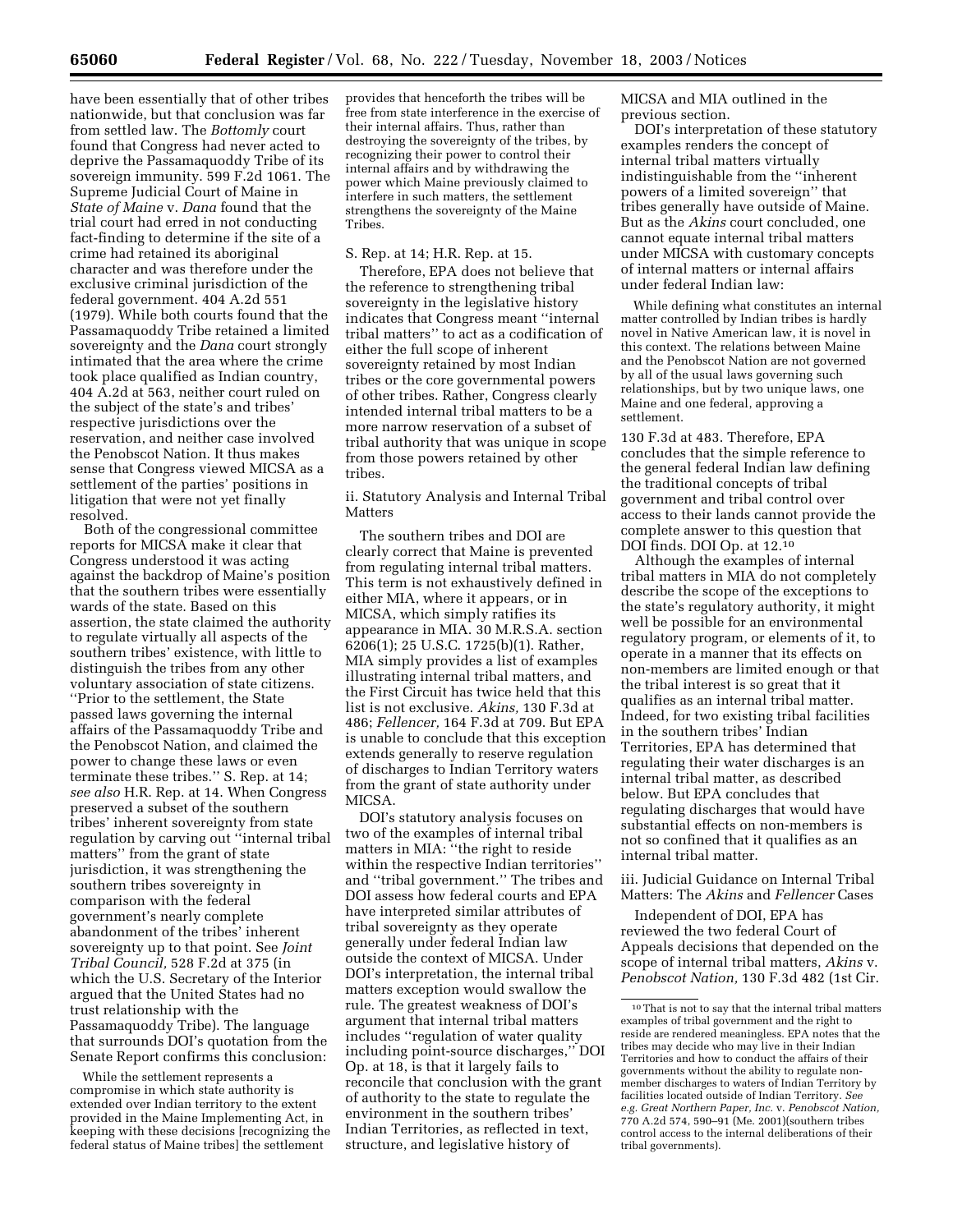have been essentially that of other tribes nationwide, but that conclusion was far from settled law. The *Bottomly* court found that Congress had never acted to deprive the Passamaquoddy Tribe of its sovereign immunity. 599 F.2d 1061. The Supreme Judicial Court of Maine in *State of Maine* v. *Dana* found that the trial court had erred in not conducting fact-finding to determine if the site of a crime had retained its aboriginal character and was therefore under the exclusive criminal jurisdiction of the federal government. 404 A.2d 551 (1979). While both courts found that the Passamaquoddy Tribe retained a limited sovereignty and the *Dana* court strongly intimated that the area where the crime took place qualified as Indian country, 404 A.2d at 563, neither court ruled on the subject of the state's and tribes' respective jurisdictions over the reservation, and neither case involved the Penobscot Nation. It thus makes sense that Congress viewed MICSA as a settlement of the parties' positions in litigation that were not yet finally resolved.

Both of the congressional committee reports for MICSA make it clear that Congress understood it was acting against the backdrop of Maine's position that the southern tribes were essentially wards of the state. Based on this assertion, the state claimed the authority to regulate virtually all aspects of the southern tribes' existence, with little to distinguish the tribes from any other voluntary association of state citizens. ''Prior to the settlement, the State passed laws governing the internal affairs of the Passamaquoddy Tribe and the Penobscot Nation, and claimed the power to change these laws or even terminate these tribes.'' S. Rep. at 14; *see also* H.R. Rep. at 14. When Congress preserved a subset of the southern tribes' inherent sovereignty from state regulation by carving out ''internal tribal matters'' from the grant of state jurisdiction, it was strengthening the southern tribes sovereignty in comparison with the federal government's nearly complete abandonment of the tribes' inherent sovereignty up to that point. See *Joint Tribal Council,* 528 F.2d at 375 (in which the U.S. Secretary of the Interior argued that the United States had no trust relationship with the Passamaquoddy Tribe). The language that surrounds DOI's quotation from the Senate Report confirms this conclusion:

> While the settlement represents a compromise in which state authority is extended over Indian territory to the extent provided in the Maine Implementing Act, in keeping with these decisions [recognizing the federal status of Maine tribes] the settlement provides that henceforth the tribes will be free from state interference in the exercise of their internal affairs. Thus, rather than destroying the sovereignty of the tribes, by recognizing their power to control their internal affairs and by withdrawing the power which Maine previously claimed to interfere in such matters, the settlement strengthens the sovereignty of the Maine Tribes.

S. Rep. at 14; H.R. Rep. at 15.

Therefore, EPA does not believe that the reference to strengthening tribal sovereignty in the legislative history indicates that Congress meant ''internal tribal matters'' to act as a codification of either the full scope of inherent sovereignty retained by most Indian tribes or the core governmental powers of other tribes. Rather, Congress clearly intended internal tribal matters to be a more narrow reservation of a subset of tribal authority that was unique in scope from those powers retained by other tribes.

ii. Statutory Analysis and Internal Tribal Matters

The southern tribes and DOI are clearly correct that Maine is prevented from regulating internal tribal matters. This term is not exhaustively defined in either MIA, where it appears, or in MICSA, which simply ratifies its appearance in MIA. 30 M.R.S.A. section 6206(1); 25 U.S.C. 1725(b)(1). Rather, MIA simply provides a list of examples illustrating internal tribal matters, and the First Circuit has twice held that this list is not exclusive. *Akins,* 130 F.3d at 486; *Fellencer,* 164 F.3d at 709. But EPA is unable to conclude that this exception extends generally to reserve regulation of discharges to Indian Territory waters from the grant of state authority under MICSA.

DOI's statutory analysis focuses on two of the examples of internal tribal matters in MIA: ''the right to reside within the respective Indian territories'' and ''tribal government.'' The tribes and DOI assess how federal courts and EPA have interpreted similar attributes of tribal sovereignty as they operate generally under federal Indian law outside the context of MICSA. Under DOI's interpretation, the internal tribal matters exception would swallow the rule. The greatest weakness of DOI's argument that internal tribal matters includes ''regulation of water quality including point-source discharges,'' DOI Op. at 18, is that it largely fails to reconcile that conclusion with the grant of authority to the state to regulate the environment in the southern tribes' Indian Territories, as reflected in text, structure, and legislative history of MICSA and MIA outlined in the previous section.

DOI's interpretation of these statutory examples renders the concept of internal tribal matters virtually indistinguishable from the ''inherent powers of a limited sovereign'' that tribes generally have outside of Maine. But as the *Akins* court concluded, one cannot equate internal tribal matters under MICSA with customary concepts of internal matters or internal affairs under federal Indian law:

> While defining what constitutes an internal matter controlled by Indian tribes is hardly novel in Native American law, it is novel in this context. The relations between Maine and the Penobscot Nation are not governed by all of the usual laws governing such relationships, but by two unique laws, one Maine and one federal, approving a settlement.

130 F.3d at 483. Therefore, EPA concludes that the simple reference to the general federal Indian law defining the traditional concepts of tribal government and tribal control over access to their lands cannot provide the complete answer to this question that DOI finds. DOI Op. at 12.[10]

Although the examples of internal tribal matters in MIA do not completely describe the scope of the exceptions to the state's regulatory authority, it might well be possible for an environmental regulatory program, or elements of it, to operate in a manner that its effects on non-members are limited enough or that the tribal interest is so great that it qualifies as an internal tribal matter. Indeed, for two existing tribal facilities in the southern tribes' Indian Territories, EPA has determined that regulating their water discharges is an internal tribal matter, as described below. But EPA concludes that regulating discharges that would have substantial effects on non-members is not so confined that it qualifies as an internal tribal matter.

iii. Judicial Guidance on Internal Tribal Matters: The *Akins* and *Fellencer* Cases

Independent of DOI, EPA has reviewed the two federal Court of Appeals decisions that depended on the scope of internal tribal matters, *Akins* v. *Penobscot Nation,* 130 F.3d 482 (1st Cir.

[10] That is not to say that the internal tribal matters examples of tribal government and the right to reside are rendered meaningless. EPA notes that the tribes may decide who may live in their Indian Territories and how to conduct the affairs of their governments without the ability to regulate non-member discharges to waters of Indian Territory by facilities located outside of Indian Territory. *See e.g. Great Northern Paper, Inc.* v. *Penobscot Nation,* 770 A.2d 574, 590–91 (Me. 2001)(southern tribes control access to the internal deliberations of their tribal governments).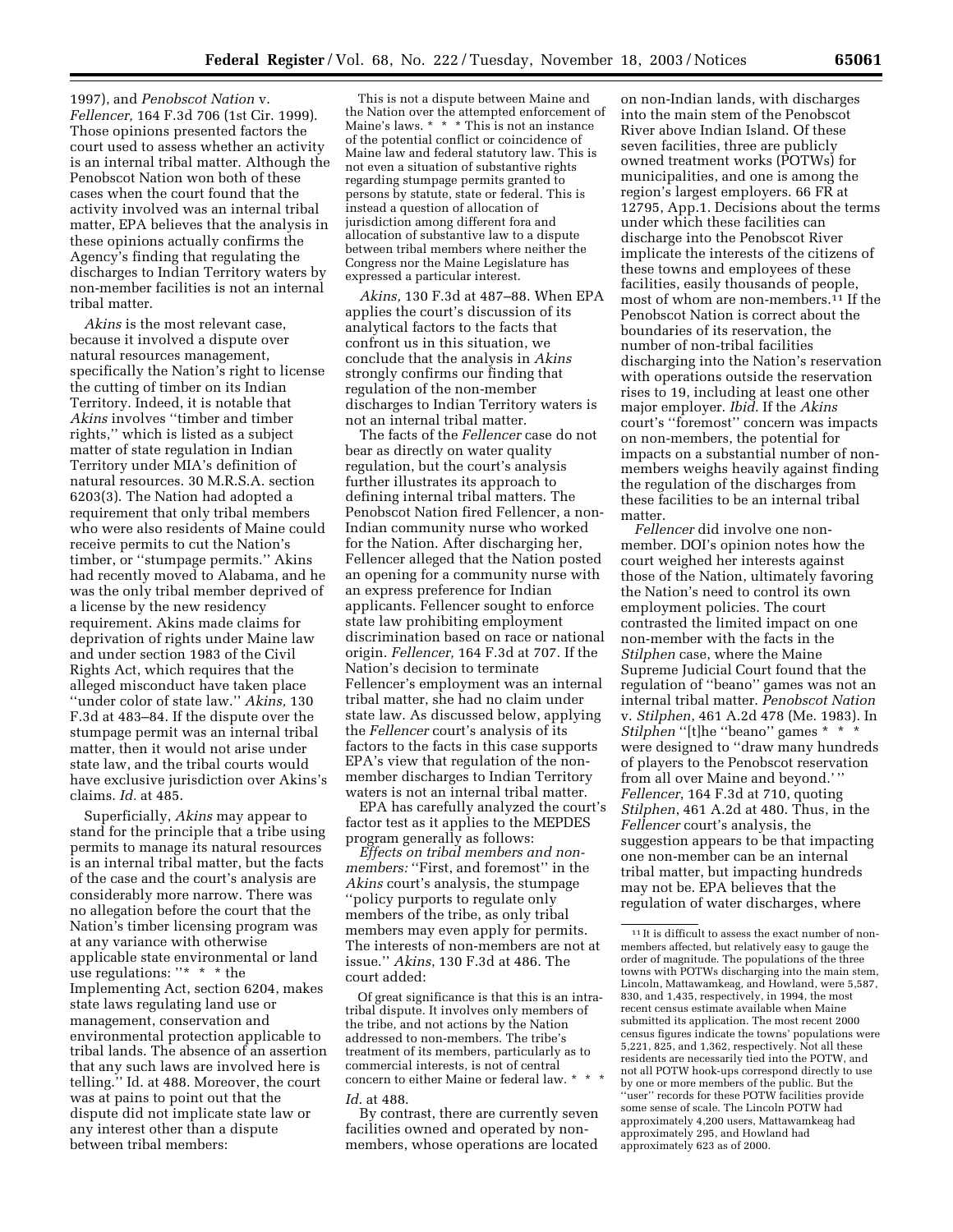1997), and *Penobscot Nation* v. *Fellencer,* 164 F.3d 706 (1st Cir. 1999). Those opinions presented factors the court used to assess whether an activity is an internal tribal matter. Although the Penobscot Nation won both of these cases when the court found that the activity involved was an internal tribal matter, EPA believes that the analysis in these opinions actually confirms the Agency's finding that regulating the discharges to Indian Territory waters by non-member facilities is not an internal tribal matter.

*Akins* is the most relevant case, because it involved a dispute over natural resources management, specifically the Nation's right to license the cutting of timber on its Indian Territory. Indeed, it is notable that *Akins* involves ''timber and timber rights,'' which is listed as a subject matter of state regulation in Indian Territory under MIA's definition of natural resources. 30 M.R.S.A. section 6203(3). The Nation had adopted a requirement that only tribal members who were also residents of Maine could receive permits to cut the Nation's timber, or ''stumpage permits.'' Akins had recently moved to Alabama, and he was the only tribal member deprived of a license by the new residency requirement. Akins made claims for deprivation of rights under Maine law and under section 1983 of the Civil Rights Act, which requires that the alleged misconduct have taken place ''under color of state law.'' *Akins,* 130 F.3d at 483–84. If the dispute over the stumpage permit was an internal tribal matter, then it would not arise under state law, and the tribal courts would have exclusive jurisdiction over Akins's claims. *Id.* at 485.

Superficially, *Akins* may appear to stand for the principle that a tribe using permits to manage its natural resources is an internal tribal matter, but the facts of the case and the court's analysis are considerably more narrow. There was no allegation before the court that the Nation's timber licensing program was at any variance with otherwise applicable state environmental or land use regulations: ''* * * the Implementing Act, section 6204, makes state laws regulating land use or management, conservation and environmental protection applicable to tribal lands. The absence of an assertion that any such laws are involved here is telling.'' Id. at 488. Moreover, the court was at pains to point out that the dispute did not implicate state law or any interest other than a dispute between tribal members:

> This is not a dispute between Maine and the Nation over the attempted enforcement of Maine's laws. * * * This is not an instance of the potential conflict or coincidence of Maine law and federal statutory law. This is not even a situation of substantive rights regarding stumpage permits granted to persons by statute, state or federal. This is instead a question of allocation of jurisdiction among different fora and allocation of substantive law to a dispute between tribal members where neither the Congress nor the Maine Legislature has expressed a particular interest.

*Akins,* 130 F.3d at 487–88. When EPA applies the court's discussion of its analytical factors to the facts that confront us in this situation, we conclude that the analysis in *Akins* strongly confirms our finding that regulation of the non-member discharges to Indian Territory waters is not an internal tribal matter.

The facts of the *Fellencer* case do not bear as directly on water quality regulation, but the court's analysis further illustrates its approach to defining internal tribal matters. The Penobscot Nation fired Fellencer, a non-Indian community nurse who worked for the Nation. After discharging her, Fellencer alleged that the Nation posted an opening for a community nurse with an express preference for Indian applicants. Fellencer sought to enforce state law prohibiting employment discrimination based on race or national origin. *Fellencer,* 164 F.3d at 707. If the Nation's decision to terminate Fellencer's employment was an internal tribal matter, she had no claim under state law. As discussed below, applying the *Fellencer* court's analysis of its factors to the facts in this case supports EPA's view that regulation of the non-member discharges to Indian Territory waters is not an internal tribal matter.

EPA has carefully analyzed the court's factor test as it applies to the MEPDES program generally as follows:

*Effects on tribal members and non-members:* ''First, and foremost'' in the *Akins* court's analysis, the stumpage ''policy purports to regulate only members of the tribe, as only tribal members may even apply for permits. The interests of non-members are not at issue.'' *Akins*, 130 F.3d at 486. The court added:

> Of great significance is that this is an intra-tribal dispute. It involves only members of the tribe, and not actions by the Nation addressed to non-members. The tribe's treatment of its members, particularly as to commercial interests, is not of central concern to either Maine or federal law. * * *

*Id.* at 488.

By contrast, there are currently seven facilities owned and operated by non-members, whose operations are located on non-Indian lands, with discharges into the main stem of the Penobscot River above Indian Island. Of these seven facilities, three are publicly owned treatment works (POTWs) for municipalities, and one is among the region's largest employers. 66 FR at 12795, App.1. Decisions about the terms under which these facilities can discharge into the Penobscot River implicate the interests of the citizens of these towns and employees of these facilities, easily thousands of people, most of whom are non-members.[11] If the Penobscot Nation is correct about the boundaries of its reservation, the number of non-tribal facilities discharging into the Nation's reservation with operations outside the reservation rises to 19, including at least one other major employer. *Ibid.* If the *Akins* court's ''foremost'' concern was impacts on non-members, the potential for impacts on a substantial number of non-members weighs heavily against finding the regulation of the discharges from these facilities to be an internal tribal matter.

*Fellencer* did involve one non-member. DOI's opinion notes how the court weighed her interests against those of the Nation, ultimately favoring the Nation's need to control its own employment policies. The court contrasted the limited impact on one non-member with the facts in the *Stilphen* case, where the Maine Supreme Judicial Court found that the regulation of ''beano'' games was not an internal tribal matter. *Penobscot Nation* v. *Stilphen*, 461 A.2d 478 (Me. 1983). In *Stilphen* ''[t]he ''beano'' games * * * were designed to ''draw many hundreds of players to the Penobscot reservation from all over Maine and beyond.' '' *Fellencer*, 164 F.3d at 710, quoting *Stilphen*, 461 A.2d at 480. Thus, in the *Fellencer* court's analysis, the suggestion appears to be that impacting one non-member can be an internal tribal matter, but impacting hundreds may not be. EPA believes that the regulation of water discharges, where

[11] It is difficult to assess the exact number of non-members affected, but relatively easy to gauge the order of magnitude. The populations of the three towns with POTWs discharging into the main stem, Lincoln, Mattawamkeag, and Howland, were 5,587, 830, and 1,435, respectively, in 1994, the most recent census estimate available when Maine submitted its application. The most recent 2000 census figures indicate the towns' populations were 5,221, 825, and 1,362, respectively. Not all these residents are necessarily tied into the POTW, and not all POTW hook-ups correspond directly to use by one or more members of the public. But the ''user'' records for these POTW facilities provide some sense of scale. The Lincoln POTW had approximately 4,200 users, Mattawamkeag had approximately 295, and Howland had approximately 623 as of 2000.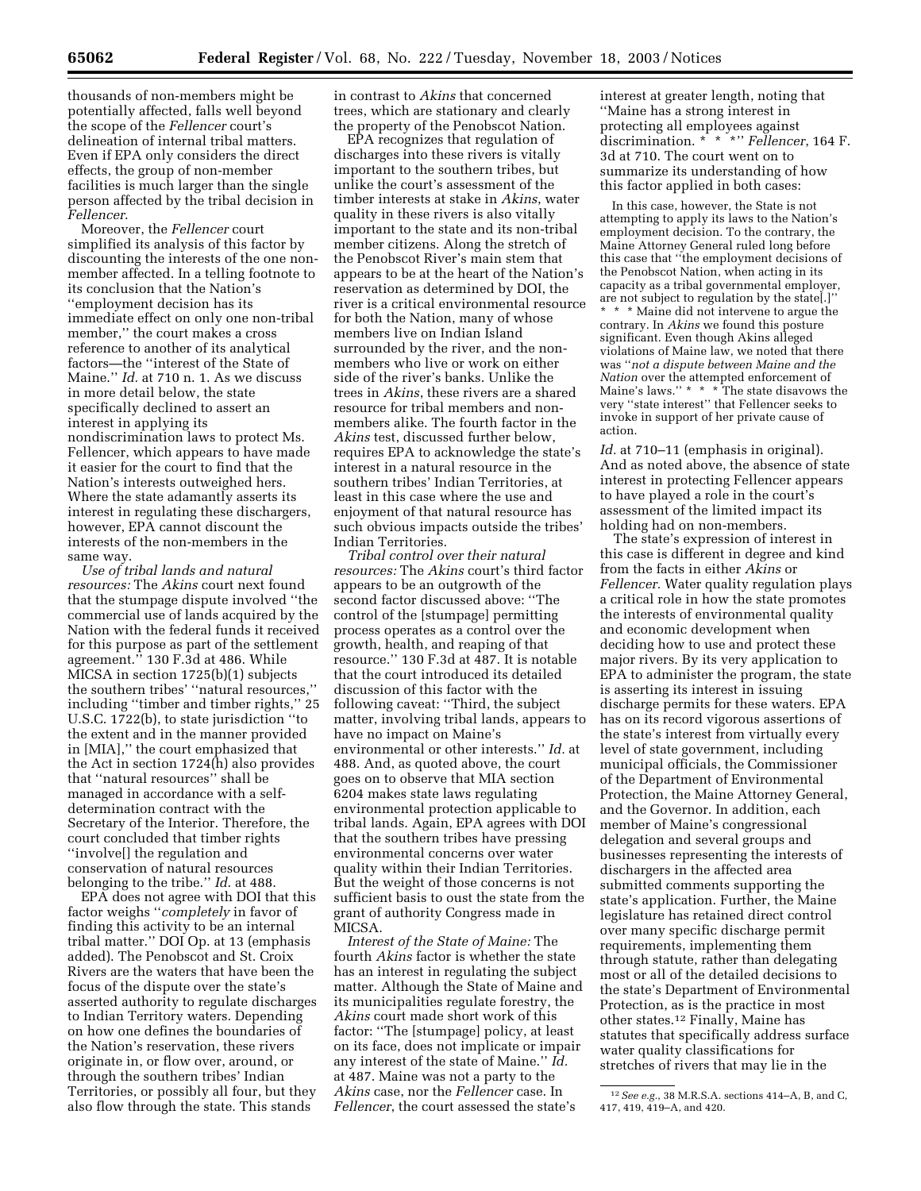thousands of non-members might be potentially affected, falls well beyond the scope of the *Fellencer* court's delineation of internal tribal matters. Even if EPA only considers the direct effects, the group of non-member facilities is much larger than the single person affected by the tribal decision in *Fellencer*.

Moreover, the *Fellencer* court simplified its analysis of this factor by discounting the interests of the one non-member affected. In a telling footnote to its conclusion that the Nation's ''employment decision has its immediate effect on only one non-tribal member,'' the court makes a cross reference to another of its analytical factors—the ''interest of the State of Maine.'' *Id.* at 710 n. 1. As we discuss in more detail below, the state specifically declined to assert an interest in applying its nondiscrimination laws to protect Ms. Fellencer, which appears to have made it easier for the court to find that the Nation's interests outweighed hers. Where the state adamantly asserts its interest in regulating these dischargers, however, EPA cannot discount the interests of the non-members in the same way.

*Use of tribal lands and natural resources:* The *Akins* court next found that the stumpage dispute involved ''the commercial use of lands acquired by the Nation with the federal funds it received for this purpose as part of the settlement agreement.'' 130 F.3d at 486. While MICSA in section 1725(b)(1) subjects the southern tribes' ''natural resources,'' including ''timber and timber rights,'' 25 U.S.C. 1722(b), to state jurisdiction ''to the extent and in the manner provided in [MIA],'' the court emphasized that the Act in section 1724(h) also provides that ''natural resources'' shall be managed in accordance with a self-determination contract with the Secretary of the Interior. Therefore, the court concluded that timber rights ''involve[] the regulation and conservation of natural resources belonging to the tribe.'' *Id.* at 488.

EPA does not agree with DOI that this factor weighs ''*completely* in favor of finding this activity to be an internal tribal matter.'' DOI Op. at 13 (emphasis added). The Penobscot and St. Croix Rivers are the waters that have been the focus of the dispute over the state's asserted authority to regulate discharges to Indian Territory waters. Depending on how one defines the boundaries of the Nation's reservation, these rivers originate in, or flow over, around, or through the southern tribes' Indian Territories, or possibly all four, but they also flow through the state. This stands in contrast to *Akins* that concerned trees, which are stationary and clearly the property of the Penobscot Nation.

EPA recognizes that regulation of discharges into these rivers is vitally important to the southern tribes, but unlike the court's assessment of the timber interests at stake in *Akins*, water quality in these rivers is also vitally important to the state and its non-tribal member citizens. Along the stretch of the Penobscot River's main stem that appears to be at the heart of the Nation's reservation as determined by DOI, the river is a critical environmental resource for both the Nation, many of whose members live on Indian Island surrounded by the river, and the non-members who live or work on either side of the river's banks. Unlike the trees in *Akins*, these rivers are a shared resource for tribal members and non-members alike. The fourth factor in the *Akins* test, discussed further below, requires EPA to acknowledge the state's interest in a natural resource in the southern tribes' Indian Territories, at least in this case where the use and enjoyment of that natural resource has such obvious impacts outside the tribes' Indian Territories.

*Tribal control over their natural resources:* The *Akins* court's third factor appears to be an outgrowth of the second factor discussed above: ''The control of the [stumpage] permitting process operates as a control over the growth, health, and reaping of that resource.'' 130 F.3d at 487. It is notable that the court introduced its detailed discussion of this factor with the following caveat: ''Third, the subject matter, involving tribal lands, appears to have no impact on Maine's environmental or other interests.'' *Id.* at 488. And, as quoted above, the court goes on to observe that MIA section 6204 makes state laws regulating environmental protection applicable to tribal lands. Again, EPA agrees with DOI that the southern tribes have pressing environmental concerns over water quality within their Indian Territories. But the weight of those concerns is not sufficient basis to oust the state from the grant of authority Congress made in MICSA.

*Interest of the State of Maine:* The fourth *Akins* factor is whether the state has an interest in regulating the subject matter. Although the State of Maine and its municipalities regulate forestry, the *Akins* court made short work of this factor: ''The [stumpage] policy, at least on its face, does not implicate or impair any interest of the state of Maine.'' *Id.* at 487. Maine was not a party to the *Akins* case, nor the *Fellencer* case. In *Fellencer*, the court assessed the state's interest at greater length, noting that ''Maine has a strong interest in protecting all employees against discrimination. * * *'' *Fellencer*, 164 F. 3d at 710. The court went on to summarize its understanding of how this factor applied in both cases:

> In this case, however, the State is not attempting to apply its laws to the Nation's employment decision. To the contrary, the Maine Attorney General ruled long before this case that ''the employment decisions of the Penobscot Nation, when acting in its capacity as a tribal governmental employer, are not subject to regulation by the state[.]'' * * * Maine did not intervene to argue the contrary. In *Akins* we found this posture significant. Even though Akins alleged violations of Maine law, we noted that there was ''*not a dispute between Maine and the Nation* over the attempted enforcement of Maine's laws.'' * * * The state disavows the very ''state interest'' that Fellencer seeks to invoke in support of her private cause of action.

*Id.* at 710–11 (emphasis in original). And as noted above, the absence of state interest in protecting Fellencer appears to have played a role in the court's assessment of the limited impact its holding had on non-members.

The state's expression of interest in this case is different in degree and kind from the facts in either *Akins* or *Fellencer*. Water quality regulation plays a critical role in how the state promotes the interests of environmental quality and economic development when deciding how to use and protect these major rivers. By its very application to EPA to administer the program, the state is asserting its interest in issuing discharge permits for these waters. EPA has on its record vigorous assertions of the state's interest from virtually every level of state government, including municipal officials, the Commissioner of the Department of Environmental Protection, the Maine Attorney General, and the Governor. In addition, each member of Maine's congressional delegation and several groups and businesses representing the interests of dischargers in the affected area submitted comments supporting the state's application. Further, the Maine legislature has retained direct control over many specific discharge permit requirements, implementing them through statute, rather than delegating most or all of the detailed decisions to the state's Department of Environmental Protection, as is the practice in most other states.[12] Finally, Maine has statutes that specifically address surface water quality classifications for stretches of rivers that may lie in the

[12] *See e.g.*, 38 M.R.S.A. sections 414–A, B, and C, 417, 419, 419–A, and 420.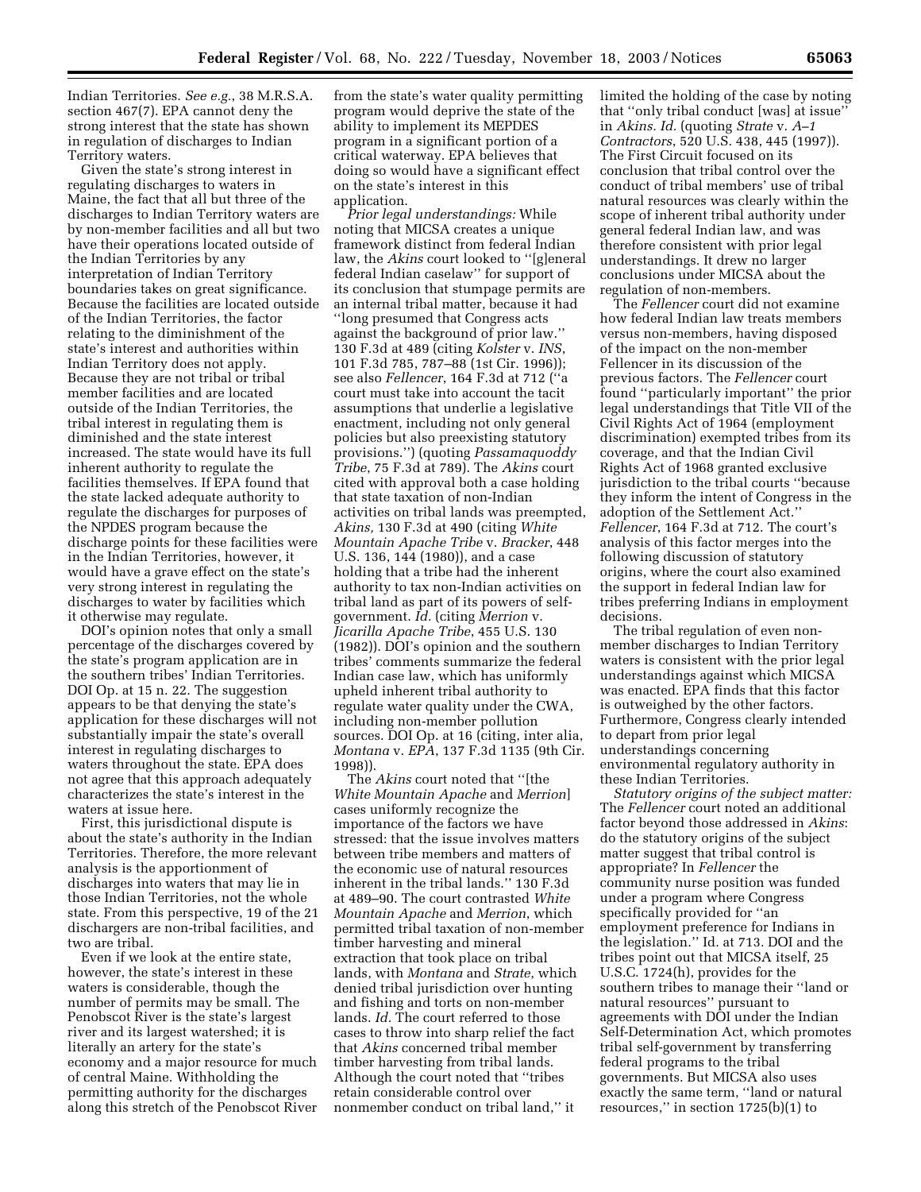Indian Territories. *See e.g.*, 38 M.R.S.A. section 467(7). EPA cannot deny the strong interest that the state has shown in regulation of discharges to Indian Territory waters.

Given the state's strong interest in regulating discharges to waters in Maine, the fact that all but three of the discharges to Indian Territory waters are by non-member facilities and all but two have their operations located outside of the Indian Territories by any interpretation of Indian Territory boundaries takes on great significance. Because the facilities are located outside of the Indian Territories, the factor relating to the diminishment of the state's interest and authorities within Indian Territory does not apply. Because they are not tribal or tribal member facilities and are located outside of the Indian Territories, the tribal interest in regulating them is diminished and the state interest increased. The state would have its full inherent authority to regulate the facilities themselves. If EPA found that the state lacked adequate authority to regulate the discharges for purposes of the NPDES program because the discharge points for these facilities were in the Indian Territories, however, it would have a grave effect on the state's very strong interest in regulating the discharges to water by facilities which it otherwise may regulate.

DOI's opinion notes that only a small percentage of the discharges covered by the state's program application are in the southern tribes' Indian Territories. DOI Op. at 15 n. 22. The suggestion appears to be that denying the state's application for these discharges will not substantially impair the state's overall interest in regulating discharges to waters throughout the state. EPA does not agree that this approach adequately characterizes the state's interest in the waters at issue here.

First, this jurisdictional dispute is about the state's authority in the Indian Territories. Therefore, the more relevant analysis is the apportionment of discharges into waters that may lie in those Indian Territories, not the whole state. From this perspective, 19 of the 21 dischargers are non-tribal facilities, and two are tribal.

Even if we look at the entire state, however, the state's interest in these waters is considerable, though the number of permits may be small. The Penobscot River is the state's largest river and its largest watershed; it is literally an artery for the state's economy and a major resource for much of central Maine. Withholding the permitting authority for the discharges along this stretch of the Penobscot River from the state's water quality permitting program would deprive the state of the ability to implement its MEPDES program in a significant portion of a critical waterway. EPA believes that doing so would have a significant effect on the state's interest in this application.

*Prior legal understandings:* While noting that MICSA creates a unique framework distinct from federal Indian law, the *Akins* court looked to ''[g]eneral federal Indian caselaw'' for support of its conclusion that stumpage permits are an internal tribal matter, because it had ''long presumed that Congress acts against the background of prior law.'' 130 F.3d at 489 (citing *Kolster* v. *INS*, 101 F.3d 785, 787–88 (1st Cir. 1996)); see also *Fellencer*, 164 F.3d at 712 (''a court must take into account the tacit assumptions that underlie a legislative enactment, including not only general policies but also preexisting statutory provisions.'') (quoting *Passamaquoddy Tribe*, 75 F.3d at 789). The *Akins* court cited with approval both a case holding that state taxation of non-Indian activities on tribal lands was preempted, *Akins,* 130 F.3d at 490 (citing *White Mountain Apache Tribe* v. *Bracker*, 448 U.S. 136, 144 (1980)), and a case holding that a tribe had the inherent authority to tax non-Indian activities on tribal land as part of its powers of self-government. *Id.* (citing *Merrion* v. *Jicarilla Apache Tribe*, 455 U.S. 130 (1982)). DOI's opinion and the southern tribes' comments summarize the federal Indian case law, which has uniformly upheld inherent tribal authority to regulate water quality under the CWA, including non-member pollution sources. DOI Op. at 16 (citing, inter alia, *Montana* v. *EPA*, 137 F.3d 1135 (9th Cir. 1998)).

The *Akins* court noted that ''[the *White Mountain Apache* and *Merrion*] cases uniformly recognize the importance of the factors we have stressed: that the issue involves matters between tribe members and matters of the economic use of natural resources inherent in the tribal lands.'' 130 F.3d at 489–90. The court contrasted *White Mountain Apache* and *Merrion*, which permitted tribal taxation of non-member timber harvesting and mineral extraction that took place on tribal lands, with *Montana* and *Strate*, which denied tribal jurisdiction over hunting and fishing and torts on non-member lands. *Id.* The court referred to those cases to throw into sharp relief the fact that *Akins* concerned tribal member timber harvesting from tribal lands. Although the court noted that ''tribes retain considerable control over nonmember conduct on tribal land,'' it limited the holding of the case by noting that ''only tribal conduct [was] at issue'' in *Akins. Id.* (quoting *Strate* v. *A–1 Contractors*, 520 U.S. 438, 445 (1997)). The First Circuit focused on its conclusion that tribal control over the conduct of tribal members' use of tribal natural resources was clearly within the scope of inherent tribal authority under general federal Indian law, and was therefore consistent with prior legal understandings. It drew no larger conclusions under MICSA about the regulation of non-members.

The *Fellencer* court did not examine how federal Indian law treats members versus non-members, having disposed of the impact on the non-member Fellencer in its discussion of the previous factors. The *Fellencer* court found ''particularly important'' the prior legal understandings that Title VII of the Civil Rights Act of 1964 (employment discrimination) exempted tribes from its coverage, and that the Indian Civil Rights Act of 1968 granted exclusive jurisdiction to the tribal courts ''because they inform the intent of Congress in the adoption of the Settlement Act.'' *Fellencer*, 164 F.3d at 712. The court's analysis of this factor merges into the following discussion of statutory origins, where the court also examined the support in federal Indian law for tribes preferring Indians in employment decisions.

The tribal regulation of even non-member discharges to Indian Territory waters is consistent with the prior legal understandings against which MICSA was enacted. EPA finds that this factor is outweighed by the other factors. Furthermore, Congress clearly intended to depart from prior legal understandings concerning environmental regulatory authority in these Indian Territories.

*Statutory origins of the subject matter:* The *Fellencer* court noted an additional factor beyond those addressed in *Akins*: do the statutory origins of the subject matter suggest that tribal control is appropriate? In *Fellencer* the community nurse position was funded under a program where Congress specifically provided for ''an employment preference for Indians in the legislation.'' Id. at 713. DOI and the tribes point out that MICSA itself, 25 U.S.C. 1724(h), provides for the southern tribes to manage their ''land or natural resources'' pursuant to agreements with DOI under the Indian Self-Determination Act, which promotes tribal self-government by transferring federal programs to the tribal governments. But MICSA also uses exactly the same term, ''land or natural resources,'' in section 1725(b)(1) to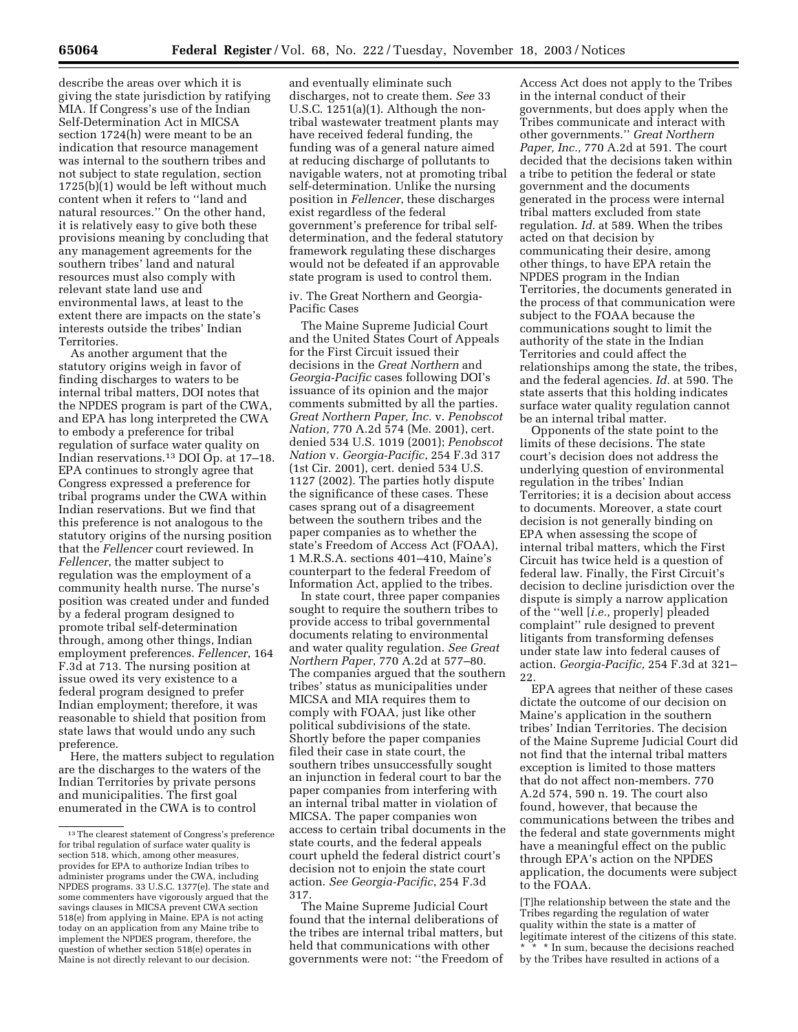describe the areas over which it is giving the state jurisdiction by ratifying MIA. If Congress's use of the Indian Self-Determination Act in MICSA section 1724(h) were meant to be an indication that resource management was internal to the southern tribes and not subject to state regulation, section 1725(b)(1) would be left without much content when it refers to ''land and natural resources.'' On the other hand, it is relatively easy to give both these provisions meaning by concluding that any management agreements for the southern tribes' land and natural resources must also comply with relevant state land use and environmental laws, at least to the extent there are impacts on the state's interests outside the tribes' Indian Territories.

As another argument that the statutory origins weigh in favor of finding discharges to waters to be internal tribal matters, DOI notes that the NPDES program is part of the CWA, and EPA has long interpreted the CWA to embody a preference for tribal regulation of surface water quality on Indian reservations.[13] DOI Op. at 17–18. EPA continues to strongly agree that Congress expressed a preference for tribal programs under the CWA within Indian reservations. But we find that this preference is not analogous to the statutory origins of the nursing position that the *Fellencer* court reviewed. In *Fellencer*, the matter subject to regulation was the employment of a community health nurse. The nurse's position was created under and funded by a federal program designed to promote tribal self-determination through, among other things, Indian employment preferences. *Fellencer*, 164 F.3d at 713. The nursing position at issue owed its very existence to a federal program designed to prefer Indian employment; therefore, it was reasonable to shield that position from state laws that would undo any such preference.

Here, the matters subject to regulation are the discharges to the waters of the Indian Territories by private persons and municipalities. The first goal enumerated in the CWA is to control and eventually eliminate such discharges, not to create them. *See* 33 U.S.C. 1251(a)(1). Although the non-tribal wastewater treatment plants may have received federal funding, the funding was of a general nature aimed at reducing discharge of pollutants to navigable waters, not at promoting tribal self-determination. Unlike the nursing position in *Fellencer*, these discharges exist regardless of the federal government's preference for tribal self-determination, and the federal statutory framework regulating these discharges would not be defeated if an approvable state program is used to control them.

iv. The Great Northern and Georgia-Pacific Cases

The Maine Supreme Judicial Court and the United States Court of Appeals for the First Circuit issued their decisions in the *Great Northern* and *Georgia-Pacific* cases following DOI's issuance of its opinion and the major comments submitted by all the parties. *Great Northern Paper, Inc.* v. *Penobscot Nation,* 770 A.2d 574 (Me. 2001), cert. denied 534 U.S. 1019 (2001); *Penobscot Nation* v. *Georgia-Pacific*, 254 F.3d 317 (1st Cir. 2001), cert. denied 534 U.S. 1127 (2002). The parties hotly dispute the significance of these cases. These cases sprang out of a disagreement between the southern tribes and the paper companies as to whether the state's Freedom of Access Act (FOAA), 1 M.R.S.A. sections 401–410, Maine's counterpart to the federal Freedom of Information Act, applied to the tribes.

In state court, three paper companies sought to require the southern tribes to provide access to tribal governmental documents relating to environmental and water quality regulation. *See Great Northern Paper*, 770 A.2d at 577–80. The companies argued that the southern tribes' status as municipalities under MICSA and MIA requires them to comply with FOAA, just like other political subdivisions of the state. Shortly before the paper companies filed their case in state court, the southern tribes unsuccessfully sought an injunction in federal court to bar the paper companies from interfering with an internal tribal matter in violation of MICSA. The paper companies won access to certain tribal documents in the state courts, and the federal appeals court upheld the federal district court's decision not to enjoin the state court action. *See Georgia-Pacific*, 254 F.3d 317.

The Maine Supreme Judicial Court found that the internal deliberations of the tribes are internal tribal matters, but held that communications with other governments were not: ''the Freedom of Access Act does not apply to the Tribes in the internal conduct of their governments, but does apply when the Tribes communicate and interact with other governments.'' *Great Northern Paper, Inc.,* 770 A.2d at 591. The court decided that the decisions taken within a tribe to petition the federal or state government and the documents generated in the process were internal tribal matters excluded from state regulation. *Id.* at 589. When the tribes acted on that decision by communicating their desire, among other things, to have EPA retain the NPDES program in the Indian Territories, the documents generated in the process of that communication were subject to the FOAA because the communications sought to limit the authority of the state in the Indian Territories and could affect the relationships among the state, the tribes, and the federal agencies. *Id.* at 590. The state asserts that this holding indicates surface water quality regulation cannot be an internal tribal matter.

Opponents of the state point to the limits of these decisions. The state court's decision does not address the underlying question of environmental regulation in the tribes' Indian Territories; it is a decision about access to documents. Moreover, a state court decision is not generally binding on EPA when assessing the scope of internal tribal matters, which the First Circuit has twice held is a question of federal law. Finally, the First Circuit's decision to decline jurisdiction over the dispute is simply a narrow application of the ''well [*i.e.*, properly] pleaded complaint'' rule designed to prevent litigants from transforming defenses under state law into federal causes of action. *Georgia-Pacific,* 254 F.3d at 321–22.

EPA agrees that neither of these cases dictate the outcome of our decision on Maine's application in the southern tribes' Indian Territories. The decision of the Maine Supreme Judicial Court did not find that the internal tribal matters exception is limited to those matters that do not affect non-members. 770 A.2d 574, 590 n. 19. The court also found, however, that because the communications between the tribes and the federal and state governments might have a meaningful effect on the public through EPA's action on the NPDES application, the documents were subject to the FOAA.

> [T]he relationship between the state and the Tribes regarding the regulation of water quality within the state is a matter of legitimate interest of the citizens of this state. * * * In sum, because the decisions reached by the Tribes have resulted in actions of a

[13] The clearest statement of Congress's preference for tribal regulation of surface water quality is section 518, which, among other measures, provides for EPA to authorize Indian tribes to administer programs under the CWA, including NPDES programs. 33 U.S.C. 1377(e). The state and some commenters have vigorously argued that the savings clauses in MICSA prevent CWA section 518(e) from applying in Maine. EPA is not acting today on an application from any Maine tribe to implement the NPDES program, therefore, the question of whether section 518(e) operates in Maine is not directly relevant to our decision.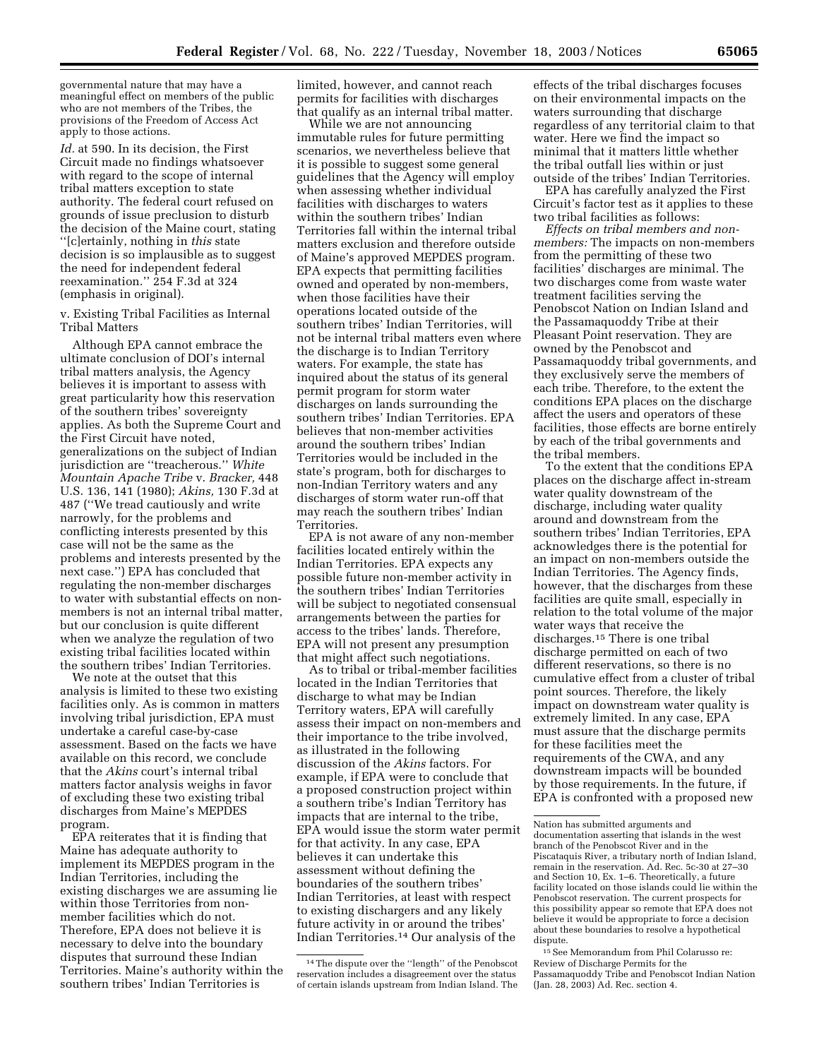governmental nature that may have a meaningful effect on members of the public who are not members of the Tribes, the provisions of the Freedom of Access Act apply to those actions.

*Id.* at 590. In its decision, the First Circuit made no findings whatsoever with regard to the scope of internal tribal matters exception to state authority. The federal court refused on grounds of issue preclusion to disturb the decision of the Maine court, stating ''[c]ertainly, nothing in *this* state decision is so implausible as to suggest the need for independent federal reexamination.'' 254 F.3d at 324 (emphasis in original).

v. Existing Tribal Facilities as Internal Tribal Matters

Although EPA cannot embrace the ultimate conclusion of DOI's internal tribal matters analysis, the Agency believes it is important to assess with great particularity how this reservation of the southern tribes' sovereignty applies. As both the Supreme Court and the First Circuit have noted, generalizations on the subject of Indian jurisdiction are ''treacherous.'' *White Mountain Apache Tribe* v. *Bracker,* 448 U.S. 136, 141 (1980); *Akins,* 130 F.3d at 487 (''We tread cautiously and write narrowly, for the problems and conflicting interests presented by this case will not be the same as the problems and interests presented by the next case.'') EPA has concluded that regulating the non-member discharges to water with substantial effects on non-members is not an internal tribal matter, but our conclusion is quite different when we analyze the regulation of two existing tribal facilities located within the southern tribes' Indian Territories.

We note at the outset that this analysis is limited to these two existing facilities only. As is common in matters involving tribal jurisdiction, EPA must undertake a careful case-by-case assessment. Based on the facts we have available on this record, we conclude that the *Akins* court's internal tribal matters factor analysis weighs in favor of excluding these two existing tribal discharges from Maine's MEPDES program.

EPA reiterates that it is finding that Maine has adequate authority to implement its MEPDES program in the Indian Territories, including the existing discharges we are assuming lie within those Territories from non-member facilities which do not. Therefore, EPA does not believe it is necessary to delve into the boundary disputes that surround these Indian Territories. Maine's authority within the southern tribes' Indian Territories is limited, however, and cannot reach permits for facilities with discharges that qualify as an internal tribal matter.

While we are not announcing immutable rules for future permitting scenarios, we nevertheless believe that it is possible to suggest some general guidelines that the Agency will employ when assessing whether individual facilities with discharges to waters within the southern tribes' Indian Territories fall within the internal tribal matters exclusion and therefore outside of Maine's approved MEPDES program. EPA expects that permitting facilities owned and operated by non-members, when those facilities have their operations located outside of the southern tribes' Indian Territories, will not be internal tribal matters even where the discharge is to Indian Territory waters. For example, the state has inquired about the status of its general permit program for storm water discharges on lands surrounding the southern tribes' Indian Territories. EPA believes that non-member activities around the southern tribes' Indian Territories would be included in the state's program, both for discharges to non-Indian Territory waters and any discharges of storm water run-off that may reach the southern tribes' Indian Territories.

EPA is not aware of any non-member facilities located entirely within the Indian Territories. EPA expects any possible future non-member activity in the southern tribes' Indian Territories will be subject to negotiated consensual arrangements between the parties for access to the tribes' lands. Therefore, EPA will not present any presumption that might affect such negotiations.

As to tribal or tribal-member facilities located in the Indian Territories that discharge to what may be Indian Territory waters, EPA will carefully assess their impact on non-members and their importance to the tribe involved, as illustrated in the following discussion of the *Akins* factors. For example, if EPA were to conclude that a proposed construction project within a southern tribe's Indian Territory has impacts that are internal to the tribe, EPA would issue the storm water permit for that activity. In any case, EPA believes it can undertake this assessment without defining the boundaries of the southern tribes' Indian Territories, at least with respect to existing dischargers and any likely future activity in or around the tribes' Indian Territories.[14] Our analysis of the effects of the tribal discharges focuses on their environmental impacts on the waters surrounding that discharge regardless of any territorial claim to that water. Here we find the impact so minimal that it matters little whether the tribal outfall lies within or just outside of the tribes' Indian Territories.

EPA has carefully analyzed the First Circuit's factor test as it applies to these two tribal facilities as follows:

*Effects on tribal members and non-members:* The impacts on non-members from the permitting of these two facilities' discharges are minimal. The two discharges come from waste water treatment facilities serving the Penobscot Nation on Indian Island and the Passamaquoddy Tribe at their Pleasant Point reservation. They are owned by the Penobscot and Passamaquoddy tribal governments, and they exclusively serve the members of each tribe. Therefore, to the extent the conditions EPA places on the discharge affect the users and operators of these facilities, those effects are borne entirely by each of the tribal governments and the tribal members.

To the extent that the conditions EPA places on the discharge affect in-stream water quality downstream of the discharge, including water quality around and downstream from the southern tribes' Indian Territories, EPA acknowledges there is the potential for an impact on non-members outside the Indian Territories. The Agency finds, however, that the discharges from these facilities are quite small, especially in relation to the total volume of the major water ways that receive the discharges.[15] There is one tribal discharge permitted on each of two different reservations, so there is no cumulative effect from a cluster of tribal point sources. Therefore, the likely impact on downstream water quality is extremely limited. In any case, EPA must assure that the discharge permits for these facilities meet the requirements of the CWA, and any downstream impacts will be bounded by those requirements. In the future, if EPA is confronted with a proposed new

---

[14] The dispute over the ''length'' of the Penobscot reservation includes a disagreement over the status of certain islands upstream from Indian Island. The Nation has submitted arguments and documentation asserting that islands in the west branch of the Penobscot River and in the Piscataquis River, a tributary north of Indian Island, remain in the reservation. Ad. Rec. 5c-30 at 27–30 and Section 10, Ex. 1–6. Theoretically, a future facility located on those islands could lie within the Penobscot reservation. The current prospects for this possibility appear so remote that EPA does not believe it would be appropriate to force a decision about these boundaries to resolve a hypothetical dispute.

[15] See Memorandum from Phil Colarusso re: Review of Discharge Permits for the Passamaquoddy Tribe and Penobscot Indian Nation (Jan. 28, 2003) Ad. Rec. section 4.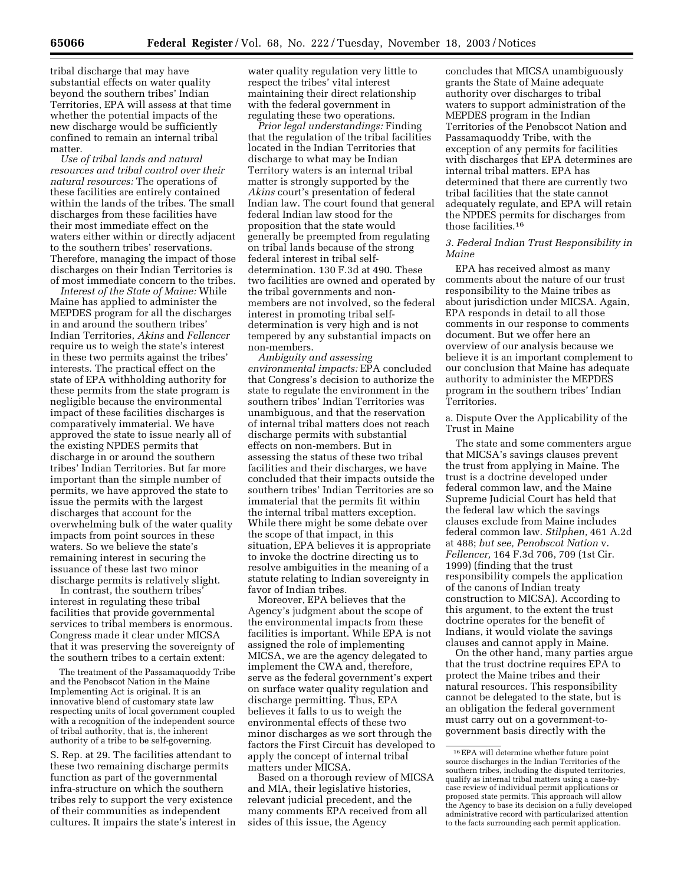tribal discharge that may have substantial effects on water quality beyond the southern tribes' Indian Territories, EPA will assess at that time whether the potential impacts of the new discharge would be sufficiently confined to remain an internal tribal matter.

*Use of tribal lands and natural resources and tribal control over their natural resources:* The operations of these facilities are entirely contained within the lands of the tribes. The small discharges from these facilities have their most immediate effect on the waters either within or directly adjacent to the southern tribes' reservations. Therefore, managing the impact of those discharges on their Indian Territories is of most immediate concern to the tribes.

*Interest of the State of Maine:* While Maine has applied to administer the MEPDES program for all the discharges in and around the southern tribes' Indian Territories, *Akins* and *Fellencer* require us to weigh the state's interest in these two permits against the tribes' interests. The practical effect on the state of EPA withholding authority for these permits from the state program is negligible because the environmental impact of these facilities discharges is comparatively immaterial. We have approved the state to issue nearly all of the existing NPDES permits that discharge in or around the southern tribes' Indian Territories. But far more important than the simple number of permits, we have approved the state to issue the permits with the largest discharges that account for the overwhelming bulk of the water quality impacts from point sources in these waters. So we believe the state's remaining interest in securing the issuance of these last two minor discharge permits is relatively slight.

In contrast, the southern tribes' interest in regulating these tribal facilities that provide governmental services to tribal members is enormous. Congress made it clear under MICSA that it was preserving the sovereignty of the southern tribes to a certain extent:

> The treatment of the Passamaquoddy Tribe and the Penobscot Nation in the Maine Implementing Act is original. It is an innovative blend of customary state law respecting units of local government coupled with a recognition of the independent source of tribal authority, that is, the inherent authority of a tribe to be self-governing.

S. Rep. at 29. The facilities attendant to these two remaining discharge permits function as part of the governmental infra-structure on which the southern tribes rely to support the very existence of their communities as independent cultures. It impairs the state's interest in water quality regulation very little to respect the tribes' vital interest maintaining their direct relationship with the federal government in regulating these two operations.

*Prior legal understandings:* Finding that the regulation of the tribal facilities located in the Indian Territories that discharge to what may be Indian Territory waters is an internal tribal matter is strongly supported by the *Akins* court's presentation of federal Indian law. The court found that general federal Indian law stood for the proposition that the state would generally be preempted from regulating on tribal lands because of the strong federal interest in tribal self-determination. 130 F.3d at 490. These two facilities are owned and operated by the tribal governments and non-members are not involved, so the federal interest in promoting tribal self-determination is very high and is not tempered by any substantial impacts on non-members.

*Ambiguity and assessing environmental impacts:* EPA concluded that Congress's decision to authorize the state to regulate the environment in the southern tribes' Indian Territories was unambiguous, and that the reservation of internal tribal matters does not reach discharge permits with substantial effects on non-members. But in assessing the status of these two tribal facilities and their discharges, we have concluded that their impacts outside the southern tribes' Indian Territories are so immaterial that the permits fit within the internal tribal matters exception. While there might be some debate over the scope of that impact, in this situation, EPA believes it is appropriate to invoke the doctrine directing us to resolve ambiguities in the meaning of a statute relating to Indian sovereignty in favor of Indian tribes.

Moreover, EPA believes that the Agency's judgment about the scope of the environmental impacts from these facilities is important. While EPA is not assigned the role of implementing MICSA, we are the agency delegated to implement the CWA and, therefore, serve as the federal government's expert on surface water quality regulation and discharge permitting. Thus, EPA believes it falls to us to weigh the environmental effects of these two minor discharges as we sort through the factors the First Circuit has developed to apply the concept of internal tribal matters under MICSA.

Based on a thorough review of MICSA and MIA, their legislative histories, relevant judicial precedent, and the many comments EPA received from all sides of this issue, the Agency concludes that MICSA unambiguously grants the State of Maine adequate authority over discharges to tribal waters to support administration of the MEPDES program in the Indian Territories of the Penobscot Nation and Passamaquoddy Tribe, with the exception of any permits for facilities with discharges that EPA determines are internal tribal matters. EPA has determined that there are currently two tribal facilities that the state cannot adequately regulate, and EPA will retain the NPDES permits for discharges from those facilities.[16]

### 3. Federal Indian Trust Responsibility in Maine

EPA has received almost as many comments about the nature of our trust responsibility to the Maine tribes as about jurisdiction under MICSA. Again, EPA responds in detail to all those comments in our response to comments document. But we offer here an overview of our analysis because we believe it is an important complement to our conclusion that Maine has adequate authority to administer the MEPDES program in the southern tribes' Indian Territories.

#### a. Dispute Over the Applicability of the Trust in Maine

The state and some commenters argue that MICSA's savings clauses prevent the trust from applying in Maine. The trust is a doctrine developed under federal common law, and the Maine Supreme Judicial Court has held that the federal law which the savings clauses exclude from Maine includes federal common law. *Stilphen,* 461 A.2d at 488; *but see, Penobscot Nation* v. *Fellencer,* 164 F.3d 706, 709 (1st Cir. 1999) (finding that the trust responsibility compels the application of the canons of Indian treaty construction to MICSA). According to this argument, to the extent the trust doctrine operates for the benefit of Indians, it would violate the savings clauses and cannot apply in Maine.

On the other hand, many parties argue that the trust doctrine requires EPA to protect the Maine tribes and their natural resources. This responsibility cannot be delegated to the state, but is an obligation the federal government must carry out on a government-to-government basis directly with the

---

[16] EPA will determine whether future point source discharges in the Indian Territories of the southern tribes, including the disputed territories, qualify as internal tribal matters using a case-by-case review of individual permit applications or proposed state permits. This approach will allow the Agency to base its decision on a fully developed administrative record with particularized attention to the facts surrounding each permit application.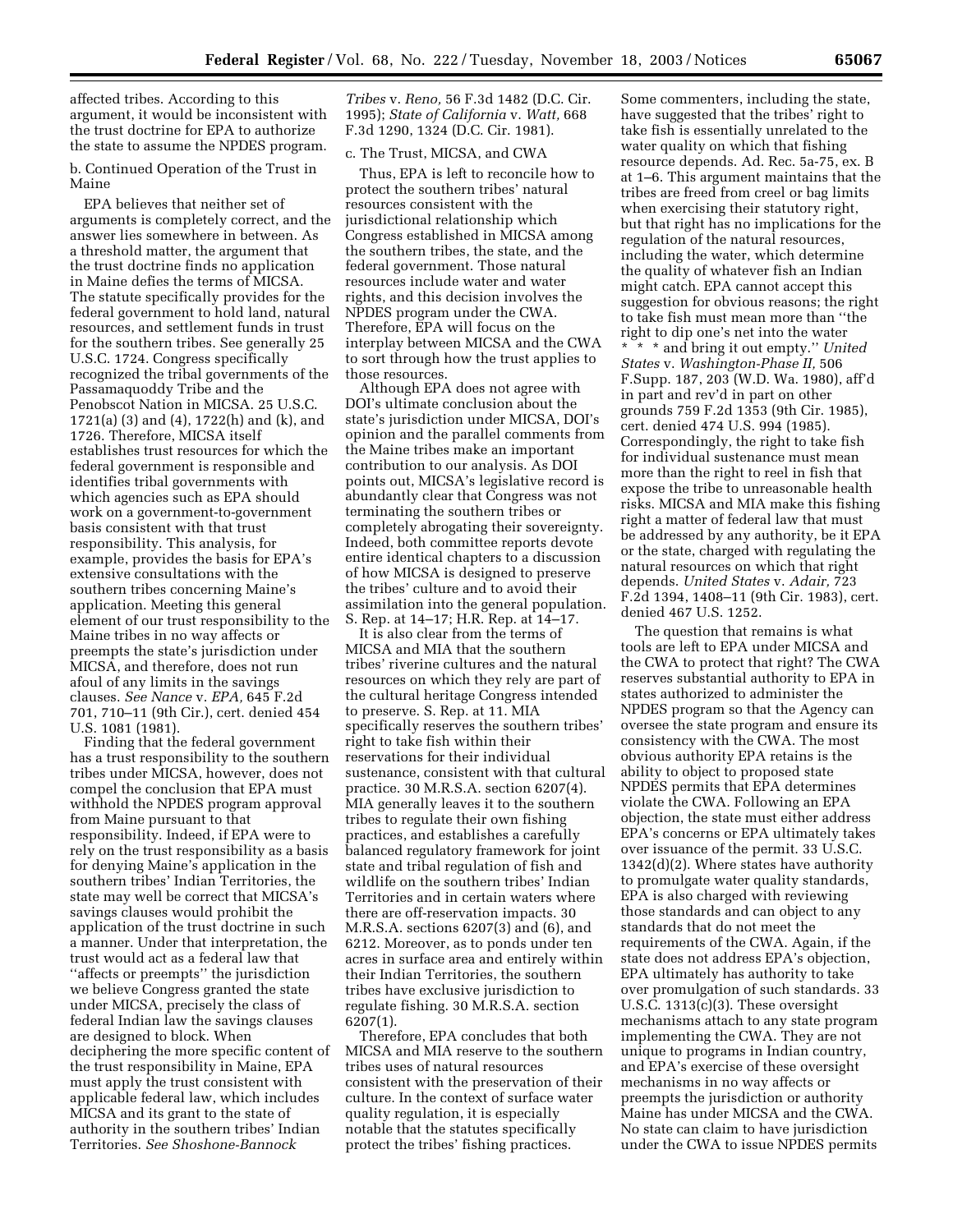affected tribes. According to this argument, it would be inconsistent with the trust doctrine for EPA to authorize the state to assume the NPDES program.

b. Continued Operation of the Trust in Maine

EPA believes that neither set of arguments is completely correct, and the answer lies somewhere in between. As a threshold matter, the argument that the trust doctrine finds no application in Maine defies the terms of MICSA. The statute specifically provides for the federal government to hold land, natural resources, and settlement funds in trust for the southern tribes. See generally 25 U.S.C. 1724. Congress specifically recognized the tribal governments of the Passamaquoddy Tribe and the Penobscot Nation in MICSA. 25 U.S.C. 1721(a) (3) and (4), 1722(h) and (k), and 1726. Therefore, MICSA itself establishes trust resources for which the federal government is responsible and identifies tribal governments with which agencies such as EPA should work on a government-to-government basis consistent with that trust responsibility. This analysis, for example, provides the basis for EPA's extensive consultations with the southern tribes concerning Maine's application. Meeting this general element of our trust responsibility to the Maine tribes in no way affects or preempts the state's jurisdiction under MICSA, and therefore, does not run afoul of any limits in the savings clauses. *See Nance* v. *EPA,* 645 F.2d 701, 710–11 (9th Cir.), cert. denied 454 U.S. 1081 (1981).

Finding that the federal government has a trust responsibility to the southern tribes under MICSA, however, does not compel the conclusion that EPA must withhold the NPDES program approval from Maine pursuant to that responsibility. Indeed, if EPA were to rely on the trust responsibility as a basis for denying Maine's application in the southern tribes' Indian Territories, the state may well be correct that MICSA's savings clauses would prohibit the application of the trust doctrine in such a manner. Under that interpretation, the trust would act as a federal law that ''affects or preempts'' the jurisdiction we believe Congress granted the state under MICSA, precisely the class of federal Indian law the savings clauses are designed to block. When deciphering the more specific content of the trust responsibility in Maine, EPA must apply the trust consistent with applicable federal law, which includes MICSA and its grant to the state of authority in the southern tribes' Indian Territories. *See Shoshone-Bannock Tribes* v. *Reno,* 56 F.3d 1482 (D.C. Cir. 1995); *State of California* v. *Watt,* 668 F.3d 1290, 1324 (D.C. Cir. 1981).

c. The Trust, MICSA, and CWA

Thus, EPA is left to reconcile how to protect the southern tribes' natural resources consistent with the jurisdictional relationship which Congress established in MICSA among the southern tribes, the state, and the federal government. Those natural resources include water and water rights, and this decision involves the NPDES program under the CWA. Therefore, EPA will focus on the interplay between MICSA and the CWA to sort through how the trust applies to those resources.

Although EPA does not agree with DOI's ultimate conclusion about the state's jurisdiction under MICSA, DOI's opinion and the parallel comments from the Maine tribes make an important contribution to our analysis. As DOI points out, MICSA's legislative record is abundantly clear that Congress was not terminating the southern tribes or completely abrogating their sovereignty. Indeed, both committee reports devote entire identical chapters to a discussion of how MICSA is designed to preserve the tribes' culture and to avoid their assimilation into the general population. S. Rep. at 14–17; H.R. Rep. at 14–17.

It is also clear from the terms of MICSA and MIA that the southern tribes' riverine cultures and the natural resources on which they rely are part of the cultural heritage Congress intended to preserve. S. Rep. at 11. MIA specifically reserves the southern tribes' right to take fish within their reservations for their individual sustenance, consistent with that cultural practice. 30 M.R.S.A. section 6207(4). MIA generally leaves it to the southern tribes to regulate their own fishing practices, and establishes a carefully balanced regulatory framework for joint state and tribal regulation of fish and wildlife on the southern tribes' Indian Territories and in certain waters where there are off-reservation impacts. 30 M.R.S.A. sections 6207(3) and (6), and 6212. Moreover, as to ponds under ten acres in surface area and entirely within their Indian Territories, the southern tribes have exclusive jurisdiction to regulate fishing. 30 M.R.S.A. section 6207(1).

Therefore, EPA concludes that both MICSA and MIA reserve to the southern tribes uses of natural resources consistent with the preservation of their culture. In the context of surface water quality regulation, it is especially notable that the statutes specifically protect the tribes' fishing practices.

Some commenters, including the state, have suggested that the tribes' right to take fish is essentially unrelated to the water quality on which that fishing resource depends. Ad. Rec. 5a-75, ex. B at 1–6. This argument maintains that the tribes are freed from creel or bag limits when exercising their statutory right, but that right has no implications for the regulation of the natural resources, including the water, which determine the quality of whatever fish an Indian might catch. EPA cannot accept this suggestion for obvious reasons; the right to take fish must mean more than ''the right to dip one's net into the water * * * and bring it out empty.'' *United States* v. *Washington-Phase II,* 506 F.Supp. 187, 203 (W.D. Wa. 1980), aff'd in part and rev'd in part on other grounds 759 F.2d 1353 (9th Cir. 1985), cert. denied 474 U.S. 994 (1985). Correspondingly, the right to take fish for individual sustenance must mean more than the right to reel in fish that expose the tribe to unreasonable health risks. MICSA and MIA make this fishing right a matter of federal law that must be addressed by any authority, be it EPA or the state, charged with regulating the natural resources on which that right depends. *United States* v. *Adair,* 723 F.2d 1394, 1408–11 (9th Cir. 1983), cert. denied 467 U.S. 1252.

The question that remains is what tools are left to EPA under MICSA and the CWA to protect that right? The CWA reserves substantial authority to EPA in states authorized to administer the NPDES program so that the Agency can oversee the state program and ensure its consistency with the CWA. The most obvious authority EPA retains is the ability to object to proposed state NPDES permits that EPA determines violate the CWA. Following an EPA objection, the state must either address EPA's concerns or EPA ultimately takes over issuance of the permit. 33 U.S.C. 1342(d)(2). Where states have authority to promulgate water quality standards, EPA is also charged with reviewing those standards and can object to any standards that do not meet the requirements of the CWA. Again, if the state does not address EPA's objection, EPA ultimately has authority to take over promulgation of such standards. 33 U.S.C. 1313(c)(3). These oversight mechanisms attach to any state program implementing the CWA. They are not unique to programs in Indian country, and EPA's exercise of these oversight mechanisms in no way affects or preempts the jurisdiction or authority Maine has under MICSA and the CWA. No state can claim to have jurisdiction under the CWA to issue NPDES permits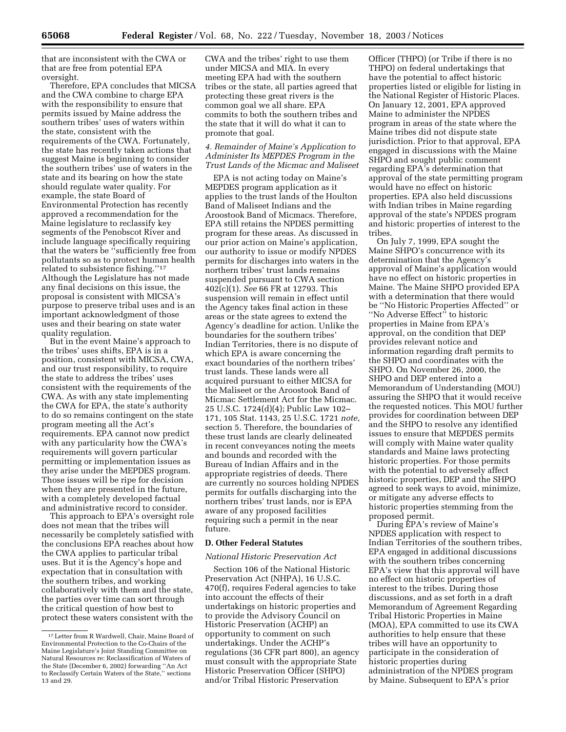that are inconsistent with the CWA or that are free from potential EPA oversight.

Therefore, EPA concludes that MICSA and the CWA combine to charge EPA with the responsibility to ensure that permits issued by Maine address the southern tribes' uses of waters within the state, consistent with the requirements of the CWA. Fortunately, the state has recently taken actions that suggest Maine is beginning to consider the southern tribes' use of waters in the state and its bearing on how the state should regulate water quality. For example, the state Board of Environmental Protection has recently approved a recommendation for the Maine legislature to reclassify key segments of the Penobscot River and include language specifically requiring that the waters be "sufficiently free from pollutants so as to protect human health related to subsistence fishing."[17] Although the Legislature has not made any final decisions on this issue, the proposal is consistent with MICSA's purpose to preserve tribal uses and is an important acknowledgment of those uses and their bearing on state water quality regulation.

But in the event Maine's approach to the tribes' uses shifts, EPA is in a position, consistent with MICSA, CWA, and our trust responsibility, to require the state to address the tribes' uses consistent with the requirements of the CWA. As with any state implementing the CWA for EPA, the state's authority to do so remains contingent on the state program meeting all the Act's requirements. EPA cannot now predict with any particularity how the CWA's requirements will govern particular permitting or implementation issues as they arise under the MEPDES program. Those issues will be ripe for decision when they are presented in the future, with a completely developed factual and administrative record to consider.

This approach to EPA's oversight role does not mean that the tribes will necessarily be completely satisfied with the conclusions EPA reaches about how the CWA applies to particular tribal uses. But it is the Agency's hope and expectation that in consultation with the southern tribes, and working collaboratively with them and the state, the parties over time can sort through the critical question of how best to protect these waters consistent with the CWA and the tribes' right to use them under MICSA and MIA. In every meeting EPA had with the southern tribes or the state, all parties agreed that protecting these great rivers is the common goal we all share. EPA commits to both the southern tribes and the state that it will do what it can to promote that goal.

*4. Remainder of Maine's Application to Administer Its MEPDES Program in the Trust Lands of the Micmac and Maliseet*

EPA is not acting today on Maine's MEPDES program application as it applies to the trust lands of the Houlton Band of Maliseet Indians and the Aroostook Band of Micmacs. Therefore, EPA still retains the NPDES permitting program for these areas. As discussed in our prior action on Maine's application, our authority to issue or modify NPDES permits for discharges into waters in the northern tribes' trust lands remains suspended pursuant to CWA section 402(c)(1). *See* 66 FR at 12793. This suspension will remain in effect until the Agency takes final action in these areas or the state agrees to extend the Agency's deadline for action. Unlike the boundaries for the southern tribes' Indian Territories, there is no dispute of which EPA is aware concerning the exact boundaries of the northern tribes' trust lands. These lands were all acquired pursuant to either MICSA for the Maliseet or the Aroostook Band of Micmac Settlement Act for the Micmac. 25 U.S.C. 1724(d)(4); Public Law 102–171, 105 Stat. 1143, 25 U.S.C. 1721 *note*, section 5. Therefore, the boundaries of these trust lands are clearly delineated in recent conveyances noting the meets and bounds and recorded with the Bureau of Indian Affairs and in the appropriate registries of deeds. There are currently no sources holding NPDES permits for outfalls discharging into the northern tribes' trust lands, nor is EPA aware of any proposed facilities requiring such a permit in the near future.

## D. Other Federal Statutes

*National Historic Preservation Act*

Section 106 of the National Historic Preservation Act (NHPA), 16 U.S.C. 470(f), requires Federal agencies to take into account the effects of their undertakings on historic properties and to provide the Advisory Council on Historic Preservation (ACHP) an opportunity to comment on such undertakings. Under the ACHP's regulations (36 CFR part 800), an agency must consult with the appropriate State Historic Preservation Officer (SHPO) and/or Tribal Historic Preservation Officer (THPO) (or Tribe if there is no THPO) on federal undertakings that have the potential to affect historic properties listed or eligible for listing in the National Register of Historic Places. On January 12, 2001, EPA approved Maine to administer the NPDES program in areas of the state where the Maine tribes did not dispute state jurisdiction. Prior to that approval, EPA engaged in discussions with the Maine SHPO and sought public comment regarding EPA's determination that approval of the state permitting program would have no effect on historic properties. EPA also held discussions with Indian tribes in Maine regarding approval of the state's NPDES program and historic properties of interest to the tribes.

On July 7, 1999, EPA sought the Maine SHPO's concurrence with its determination that the Agency's approval of Maine's application would have no effect on historic properties in Maine. The Maine SHPO provided EPA with a determination that there would be "No Historic Properties Affected" or "No Adverse Effect" to historic properties in Maine from EPA's approval, on the condition that DEP provides relevant notice and information regarding draft permits to the SHPO and coordinates with the SHPO. On November 26, 2000, the SHPO and DEP entered into a Memorandum of Understanding (MOU) assuring the SHPO that it would receive the requested notices. This MOU further provides for coordination between DEP and the SHPO to resolve any identified issues to ensure that MEPDES permits will comply with Maine water quality standards and Maine laws protecting historic properties. For those permits with the potential to adversely affect historic properties, DEP and the SHPO agreed to seek ways to avoid, minimize, or mitigate any adverse effects to historic properties stemming from the proposed permit.

During EPA's review of Maine's NPDES application with respect to Indian Territories of the southern tribes, EPA engaged in additional discussions with the southern tribes concerning EPA's view that this approval will have no effect on historic properties of interest to the tribes. During those discussions, and as set forth in a draft Memorandum of Agreement Regarding Tribal Historic Properties in Maine (MOA), EPA committed to use its CWA authorities to help ensure that these tribes will have an opportunity to participate in the consideration of historic properties during administration of the NPDES program by Maine. Subsequent to EPA's prior

[17] Letter from R Wardwell, Chair, Maine Board of Environmental Protection to the Co-Chairs of the Maine Legislature's Joint Standing Committee on Natural Resources re: Reclassification of Waters of the State (December 6, 2002) forwarding "An Act to Reclassify Certain Waters of the State," sections 13 and 29.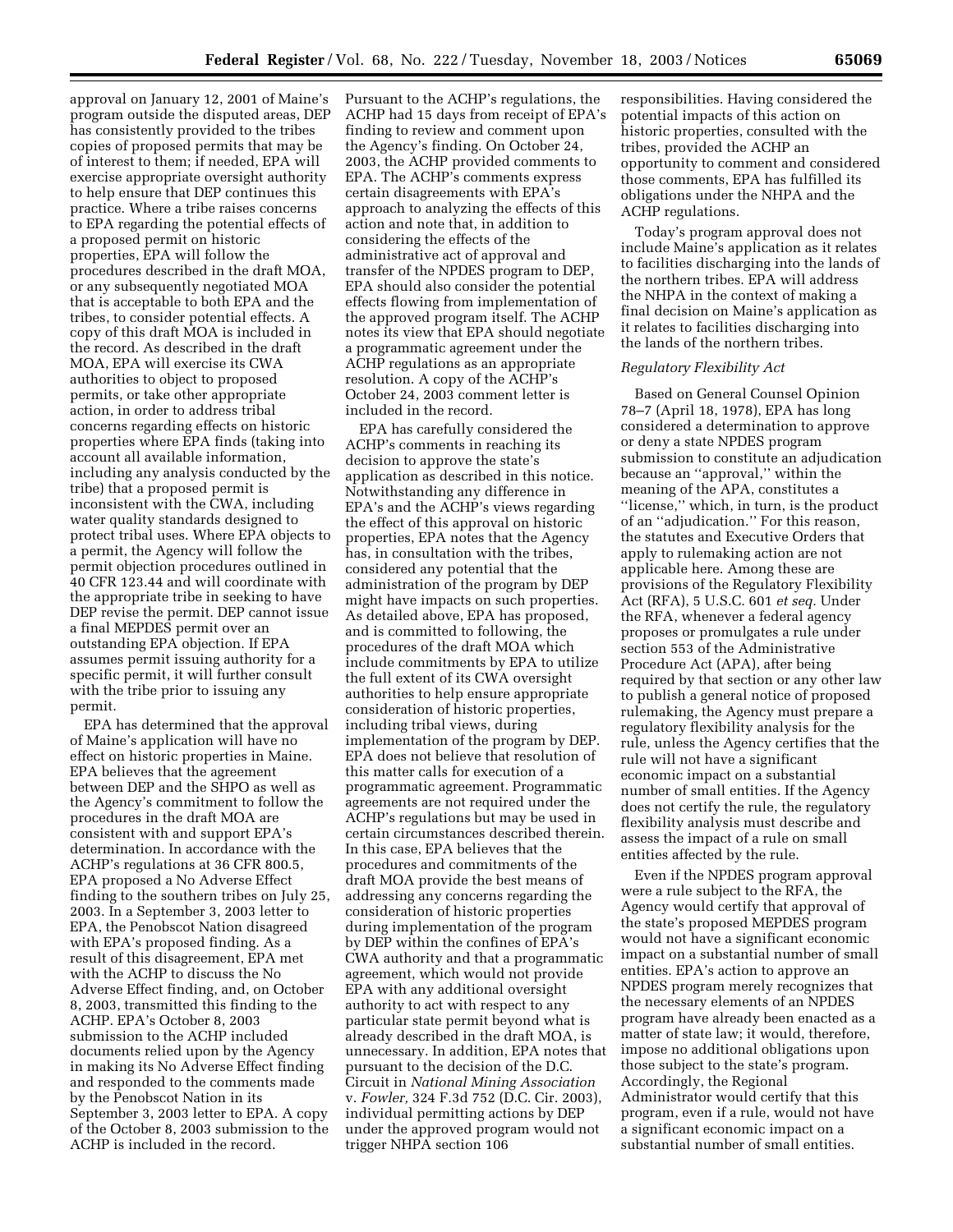approval on January 12, 2001 of Maine's program outside the disputed areas, DEP has consistently provided to the tribes copies of proposed permits that may be of interest to them; if needed, EPA will exercise appropriate oversight authority to help ensure that DEP continues this practice. Where a tribe raises concerns to EPA regarding the potential effects of a proposed permit on historic properties, EPA will follow the procedures described in the draft MOA, or any subsequently negotiated MOA that is acceptable to both EPA and the tribes, to consider potential effects. A copy of this draft MOA is included in the record. As described in the draft MOA, EPA will exercise its CWA authorities to object to proposed permits, or take other appropriate action, in order to address tribal concerns regarding effects on historic properties where EPA finds (taking into account all available information, including any analysis conducted by the tribe) that a proposed permit is inconsistent with the CWA, including water quality standards designed to protect tribal uses. Where EPA objects to a permit, the Agency will follow the permit objection procedures outlined in 40 CFR 123.44 and will coordinate with the appropriate tribe in seeking to have DEP revise the permit. DEP cannot issue a final MEPDES permit over an outstanding EPA objection. If EPA assumes permit issuing authority for a specific permit, it will further consult with the tribe prior to issuing any permit.

EPA has determined that the approval of Maine's application will have no effect on historic properties in Maine. EPA believes that the agreement between DEP and the SHPO as well as the Agency's commitment to follow the procedures in the draft MOA are consistent with and support EPA's determination. In accordance with the ACHP's regulations at 36 CFR 800.5, EPA proposed a No Adverse Effect finding to the southern tribes on July 25, 2003. In a September 3, 2003 letter to EPA, the Penobscot Nation disagreed with EPA's proposed finding. As a result of this disagreement, EPA met with the ACHP to discuss the No Adverse Effect finding, and, on October 8, 2003, transmitted this finding to the ACHP. EPA's October 8, 2003 submission to the ACHP included documents relied upon by the Agency in making its No Adverse Effect finding and responded to the comments made by the Penobscot Nation in its September 3, 2003 letter to EPA. A copy of the October 8, 2003 submission to the ACHP is included in the record.

Pursuant to the ACHP's regulations, the ACHP had 15 days from receipt of EPA's finding to review and comment upon the Agency's finding. On October 24, 2003, the ACHP provided comments to EPA. The ACHP's comments express certain disagreements with EPA's approach to analyzing the effects of this action and note that, in addition to considering the effects of the administrative act of approval and transfer of the NPDES program to DEP, EPA should also consider the potential effects flowing from implementation of the approved program itself. The ACHP notes its view that EPA should negotiate a programmatic agreement under the ACHP regulations as an appropriate resolution. A copy of the ACHP's October 24, 2003 comment letter is included in the record.

EPA has carefully considered the ACHP's comments in reaching its decision to approve the state's application as described in this notice. Notwithstanding any difference in EPA's and the ACHP's views regarding the effect of this approval on historic properties, EPA notes that the Agency has, in consultation with the tribes, considered any potential that the administration of the program by DEP might have impacts on such properties. As detailed above, EPA has proposed, and is committed to following, the procedures of the draft MOA which include commitments by EPA to utilize the full extent of its CWA oversight authorities to help ensure appropriate consideration of historic properties, including tribal views, during implementation of the program by DEP. EPA does not believe that resolution of this matter calls for execution of a programmatic agreement. Programmatic agreements are not required under the ACHP's regulations but may be used in certain circumstances described therein. In this case, EPA believes that the procedures and commitments of the draft MOA provide the best means of addressing any concerns regarding the consideration of historic properties during implementation of the program by DEP within the confines of EPA's CWA authority and that a programmatic agreement, which would not provide EPA with any additional oversight authority to act with respect to any particular state permit beyond what is already described in the draft MOA, is unnecessary. In addition, EPA notes that pursuant to the decision of the D.C. Circuit in *National Mining Association* v. *Fowler,* 324 F.3d 752 (D.C. Cir. 2003), individual permitting actions by DEP under the approved program would not trigger NHPA section 106 responsibilities. Having considered the potential impacts of this action on historic properties, consulted with the tribes, provided the ACHP an opportunity to comment and considered those comments, EPA has fulfilled its obligations under the NHPA and the ACHP regulations.

Today's program approval does not include Maine's application as it relates to facilities discharging into the lands of the northern tribes. EPA will address the NHPA in the context of making a final decision on Maine's application as it relates to facilities discharging into the lands of the northern tribes.

*Regulatory Flexibility Act*

Based on General Counsel Opinion 78–7 (April 18, 1978), EPA has long considered a determination to approve or deny a state NPDES program submission to constitute an adjudication because an ''approval,'' within the meaning of the APA, constitutes a ''license,'' which, in turn, is the product of an ''adjudication.'' For this reason, the statutes and Executive Orders that apply to rulemaking action are not applicable here. Among these are provisions of the Regulatory Flexibility Act (RFA), 5 U.S.C. 601 *et seq.* Under the RFA, whenever a federal agency proposes or promulgates a rule under section 553 of the Administrative Procedure Act (APA), after being required by that section or any other law to publish a general notice of proposed rulemaking, the Agency must prepare a regulatory flexibility analysis for the rule, unless the Agency certifies that the rule will not have a significant economic impact on a substantial number of small entities. If the Agency does not certify the rule, the regulatory flexibility analysis must describe and assess the impact of a rule on small entities affected by the rule.

Even if the NPDES program approval were a rule subject to the RFA, the Agency would certify that approval of the state's proposed MEPDES program would not have a significant economic impact on a substantial number of small entities. EPA's action to approve an NPDES program merely recognizes that the necessary elements of an NPDES program have already been enacted as a matter of state law; it would, therefore, impose no additional obligations upon those subject to the state's program. Accordingly, the Regional Administrator would certify that this program, even if a rule, would not have a significant economic impact on a substantial number of small entities.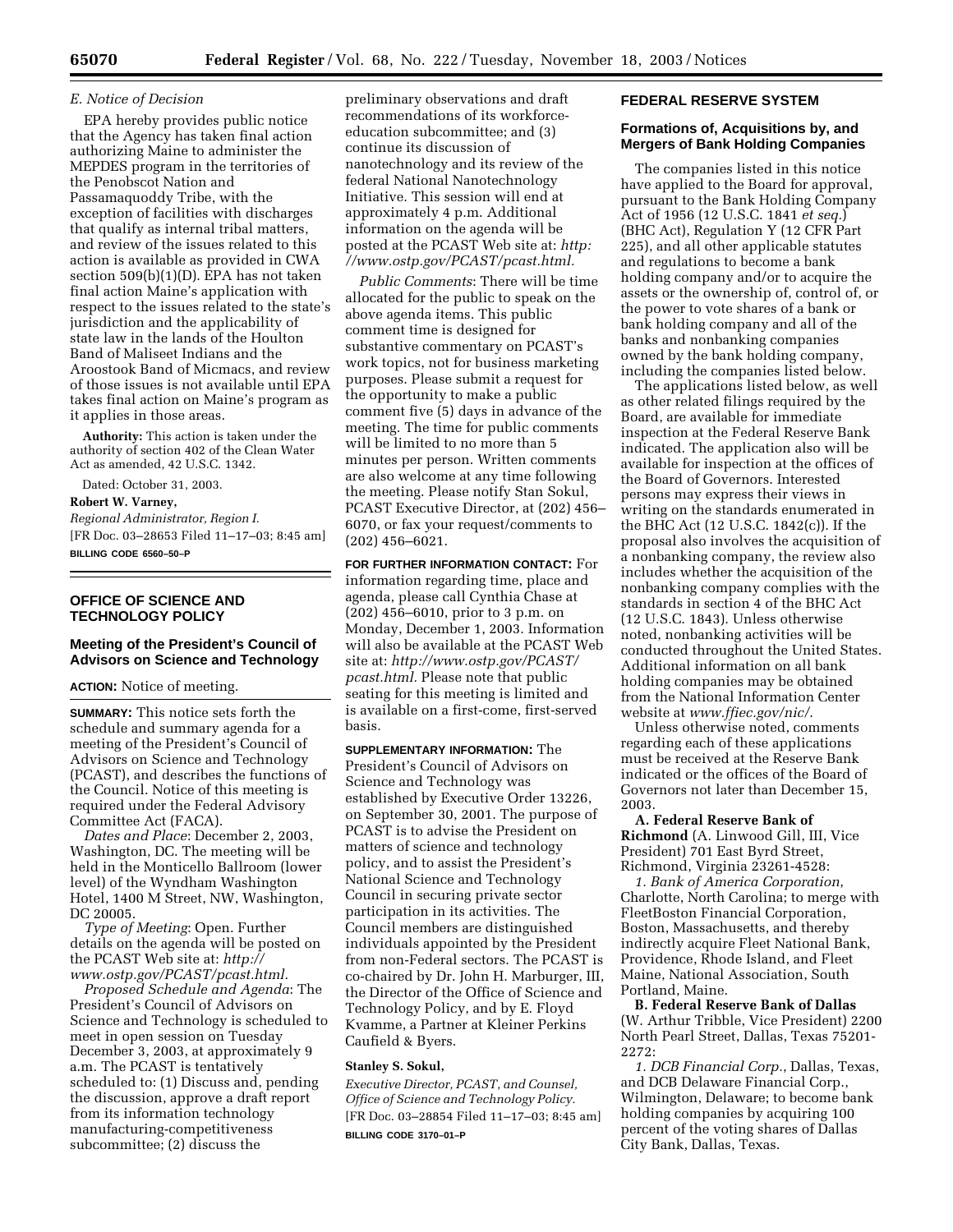*E. Notice of Decision*

EPA hereby provides public notice that the Agency has taken final action authorizing Maine to administer the MEPDES program in the territories of the Penobscot Nation and Passamaquoddy Tribe, with the exception of facilities with discharges that qualify as internal tribal matters, and review of the issues related to this action is available as provided in CWA section 509(b)(1)(D). EPA has not taken final action Maine's application with respect to the issues related to the state's jurisdiction and the applicability of state law in the lands of the Houlton Band of Maliseet Indians and the Aroostook Band of Micmacs, and review of those issues is not available until EPA takes final action on Maine's program as it applies in those areas.

**Authority:** This action is taken under the authority of section 402 of the Clean Water Act as amended, 42 U.S.C. 1342.

Dated: October 31, 2003.

**Robert W. Varney,**

*Regional Administrator, Region I.*

[FR Doc. 03–28653 Filed 11–17–03; 8:45 am]

**BILLING CODE 6560–50–P**

## OFFICE OF SCIENCE AND TECHNOLOGY POLICY

### Meeting of the President's Council of Advisors on Science and Technology

**ACTION:** Notice of meeting.

**SUMMARY:** This notice sets forth the schedule and summary agenda for a meeting of the President's Council of Advisors on Science and Technology (PCAST), and describes the functions of the Council. Notice of this meeting is required under the Federal Advisory Committee Act (FACA).

*Dates and Place*: December 2, 2003, Washington, DC. The meeting will be held in the Monticello Ballroom (lower level) of the Wyndham Washington Hotel, 1400 M Street, NW, Washington, DC 20005.

*Type of Meeting*: Open. Further details on the agenda will be posted on the PCAST Web site at: *http://www.ostp.gov/PCAST/pcast.html*.

*Proposed Schedule and Agenda*: The President's Council of Advisors on Science and Technology is scheduled to meet in open session on Tuesday December 3, 2003, at approximately 9 a.m. The PCAST is tentatively scheduled to: (1) Discuss and, pending the discussion, approve a draft report from its information technology manufacturing-competitiveness subcommittee; (2) discuss the preliminary observations and draft recommendations of its workforce-education subcommittee; and (3) continue its discussion of nanotechnology and its review of the federal National Nanotechnology Initiative. This session will end at approximately 4 p.m. Additional information on the agenda will be posted at the PCAST Web site at: *http://www.ostp.gov/PCAST/pcast.html*.

*Public Comments*: There will be time allocated for the public to speak on the above agenda items. This public comment time is designed for substantive commentary on PCAST's work topics, not for business marketing purposes. Please submit a request for the opportunity to make a public comment five (5) days in advance of the meeting. The time for public comments will be limited to no more than 5 minutes per person. Written comments are also welcome at any time following the meeting. Please notify Stan Sokul, PCAST Executive Director, at (202) 456–6070, or fax your request/comments to (202) 456–6021.

**FOR FURTHER INFORMATION CONTACT:** For information regarding time, place and agenda, please call Cynthia Chase at (202) 456–6010, prior to 3 p.m. on Monday, December 1, 2003. Information will also be available at the PCAST Web site at: *http://www.ostp.gov/PCAST/pcast.html*. Please note that public seating for this meeting is limited and is available on a first-come, first-served basis.

**SUPPLEMENTARY INFORMATION:** The President's Council of Advisors on Science and Technology was established by Executive Order 13226, on September 30, 2001. The purpose of PCAST is to advise the President on matters of science and technology policy, and to assist the President's National Science and Technology Council in securing private sector participation in its activities. The Council members are distinguished individuals appointed by the President from non-Federal sectors. The PCAST is co-chaired by Dr. John H. Marburger, III, the Director of the Office of Science and Technology Policy, and by E. Floyd Kvamme, a Partner at Kleiner Perkins Caufield & Byers.

**Stanley S. Sokul,**

*Executive Director, PCAST, and Counsel, Office of Science and Technology Policy.*

[FR Doc. 03–28854 Filed 11–17–03; 8:45 am]

**BILLING CODE 3170–01–P**

## FEDERAL RESERVE SYSTEM

### Formations of, Acquisitions by, and Mergers of Bank Holding Companies

The companies listed in this notice have applied to the Board for approval, pursuant to the Bank Holding Company Act of 1956 (12 U.S.C. 1841 *et seq.*) (BHC Act), Regulation Y (12 CFR Part 225), and all other applicable statutes and regulations to become a bank holding company and/or to acquire the assets or the ownership of, control of, or the power to vote shares of a bank or bank holding company and all of the banks and nonbanking companies owned by the bank holding company, including the companies listed below.

The applications listed below, as well as other related filings required by the Board, are available for immediate inspection at the Federal Reserve Bank indicated. The application also will be available for inspection at the offices of the Board of Governors. Interested persons may express their views in writing on the standards enumerated in the BHC Act (12 U.S.C. 1842(c)). If the proposal also involves the acquisition of a nonbanking company, the review also includes whether the acquisition of the nonbanking company complies with the standards in section 4 of the BHC Act (12 U.S.C. 1843). Unless otherwise noted, nonbanking activities will be conducted throughout the United States. Additional information on all bank holding companies may be obtained from the National Information Center website at *www.ffiec.gov/nic/*.

Unless otherwise noted, comments regarding each of these applications must be received at the Reserve Bank indicated or the offices of the Board of Governors not later than December 15, 2003.

**A. Federal Reserve Bank of Richmond** (A. Linwood Gill, III, Vice President) 701 East Byrd Street, Richmond, Virginia 23261-4528:

*1. Bank of America Corporation*, Charlotte, North Carolina; to merge with FleetBoston Financial Corporation, Boston, Massachusetts, and thereby indirectly acquire Fleet National Bank, Providence, Rhode Island, and Fleet Maine, National Association, South Portland, Maine.

**B. Federal Reserve Bank of Dallas** (W. Arthur Tribble, Vice President) 2200 North Pearl Street, Dallas, Texas 75201-2272:

*1. DCB Financial Corp.*, Dallas, Texas, and DCB Delaware Financial Corp., Wilmington, Delaware; to become bank holding companies by acquiring 100 percent of the voting shares of Dallas City Bank, Dallas, Texas.